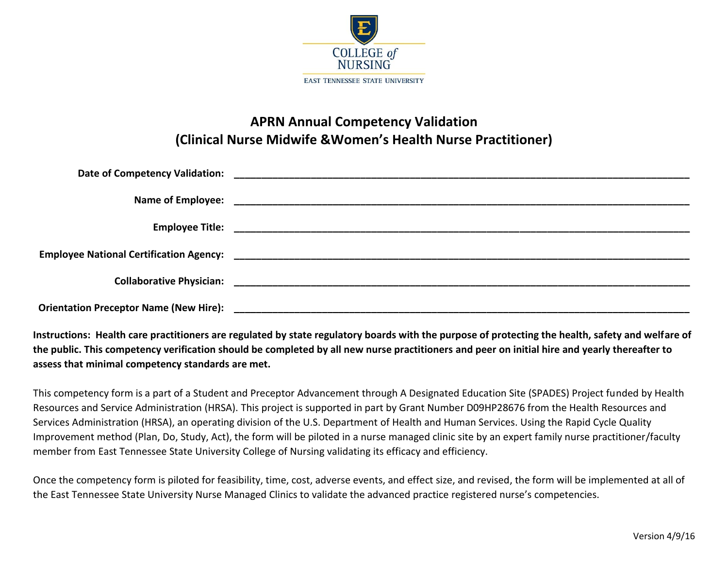COLLEGE of NURSING

EAST TENNESSEE STATE UNIVERSITY

# APRN Annual Competency Validation
# (Clinical Nurse Midwife &Women's Health Nurse Practitioner)

**Date of Competency Validation:** ________________________________________________

**Name of Employee:** ________________________________________________

**Employee Title:** ________________________________________________

**Employee National Certification Agency:** ________________________________________________

**Collaborative Physician:** ________________________________________________

**Orientation Preceptor Name (New Hire):** ________________________________________________

**Instructions: Health care practitioners are regulated by state regulatory boards with the purpose of protecting the health, safety and welfare of the public. This competency verification should be completed by all new nurse practitioners and peer on initial hire and yearly thereafter to assess that minimal competency standards are met.**

This competency form is a part of a Student and Preceptor Advancement through A Designated Education Site (SPADES) Project funded by Health Resources and Service Administration (HRSA). This project is supported in part by Grant Number D09HP28676 from the Health Resources and Services Administration (HRSA), an operating division of the U.S. Department of Health and Human Services. Using the Rapid Cycle Quality Improvement method (Plan, Do, Study, Act), the form will be piloted in a nurse managed clinic site by an expert family nurse practitioner/faculty member from East Tennessee State University College of Nursing validating its efficacy and efficiency.

Once the competency form is piloted for feasibility, time, cost, adverse events, and effect size, and revised, the form will be implemented at all of the East Tennessee State University Nurse Managed Clinics to validate the advanced practice registered nurse's competencies.

Version 4/9/16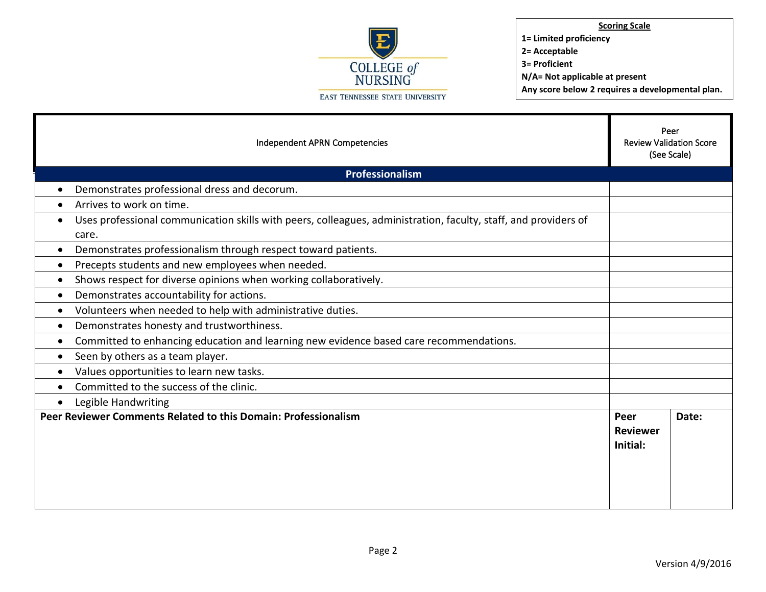**Scoring Scale**
**1= Limited proficiency**
**2= Acceptable**
**3= Proficient**
**N/A= Not applicable at present**
**Any score below 2 requires a developmental plan.**

| Independent APRN Competencies | Peer Review Validation Score (See Scale) | |
|---|---|---|
| **Professionalism** | | |
| • Demonstrates professional dress and decorum. | | |
| • Arrives to work on time. | | |
| • Uses professional communication skills with peers, colleagues, administration, faculty, staff, and providers of care. | | |
| • Demonstrates professionalism through respect toward patients. | | |
| • Precepts students and new employees when needed. | | |
| • Shows respect for diverse opinions when working collaboratively. | | |
| • Demonstrates accountability for actions. | | |
| • Volunteers when needed to help with administrative duties. | | |
| • Demonstrates honesty and trustworthiness. | | |
| • Committed to enhancing education and learning new evidence based care recommendations. | | |
| • Seen by others as a team player. | | |
| • Values opportunities to learn new tasks. | | |
| • Committed to the success of the clinic. | | |
| • Legible Handwriting | | |
| **Peer Reviewer Comments Related to this Domain: Professionalism** | **Peer Reviewer Initial:** | **Date:** |

Version 4/9/2016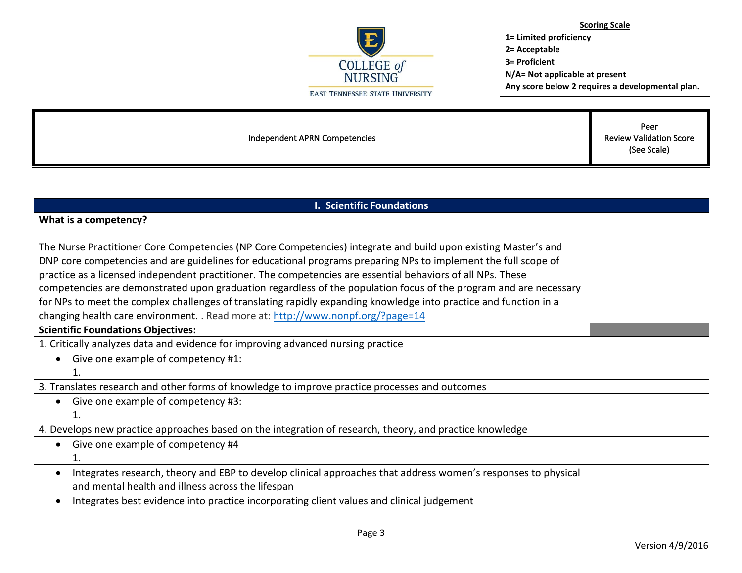COLLEGE of NURSING
EAST TENNESSEE STATE UNIVERSITY

**Scoring Scale**
**1= Limited proficiency**
**2= Acceptable**
**3= Proficient**
**N/A= Not applicable at present**
**Any score below 2 requires a developmental plan.**

| Independent APRN Competencies | Peer Review Validation Score (See Scale) |
|---|---|
| **I. Scientific Foundations** | |
| **What is a competency?**<br><br>The Nurse Practitioner Core Competencies (NP Core Competencies) integrate and build upon existing Master's and DNP core competencies and are guidelines for educational programs preparing NPs to implement the full scope of practice as a licensed independent practitioner. The competencies are essential behaviors of all NPs. These competencies are demonstrated upon graduation regardless of the population focus of the program and are necessary for NPs to meet the complex challenges of translating rapidly expanding knowledge into practice and function in a changing health care environment. . Read more at: http://www.nonpf.org/?page=14 | |
| **Scientific Foundations Objectives:** | |
| 1. Critically analyzes data and evidence for improving advanced nursing practice | |
| • Give one example of competency #1:<br>1. | |
| 3. Translates research and other forms of knowledge to improve practice processes and outcomes | |
| • Give one example of competency #3:<br>1. | |
| 4. Develops new practice approaches based on the integration of research, theory, and practice knowledge | |
| • Give one example of competency #4<br>1. | |
| • Integrates research, theory and EBP to develop clinical approaches that address women's responses to physical and mental health and illness across the lifespan | |
| • Integrates best evidence into practice incorporating client values and clinical judgement | |

Version 4/9/2016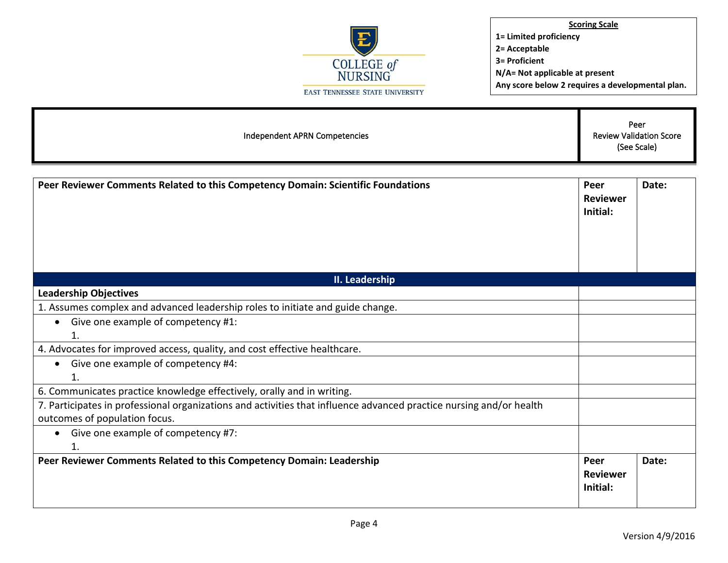COLLEGE of NURSING
EAST TENNESSEE STATE UNIVERSITY

**Scoring Scale**
**1= Limited proficiency**
**2= Acceptable**
**3= Proficient**
**N/A= Not applicable at present**
**Any score below 2 requires a developmental plan.**

| Independent APRN Competencies | Peer Review Validation Score (See Scale) |
|---|---|

| **Peer Reviewer Comments Related to this Competency Domain: Scientific Foundations** | **Peer Reviewer Initial:** | **Date:** |
|---|---|---|

| **II. Leadership** | |
|---|---|
| **Leadership Objectives** | |
| 1. Assumes complex and advanced leadership roles to initiate and guide change. | |
| • Give one example of competency #1:<br>1. | |
| 4. Advocates for improved access, quality, and cost effective healthcare. | |
| • Give one example of competency #4:<br>1. | |
| 6. Communicates practice knowledge effectively, orally and in writing. | |
| 7. Participates in professional organizations and activities that influence advanced practice nursing and/or health outcomes of population focus. | |
| • Give one example of competency #7:<br>1. | |

| **Peer Reviewer Comments Related to this Competency Domain: Leadership** | **Peer Reviewer Initial:** | **Date:** |
|---|---|---|

Version 4/9/2016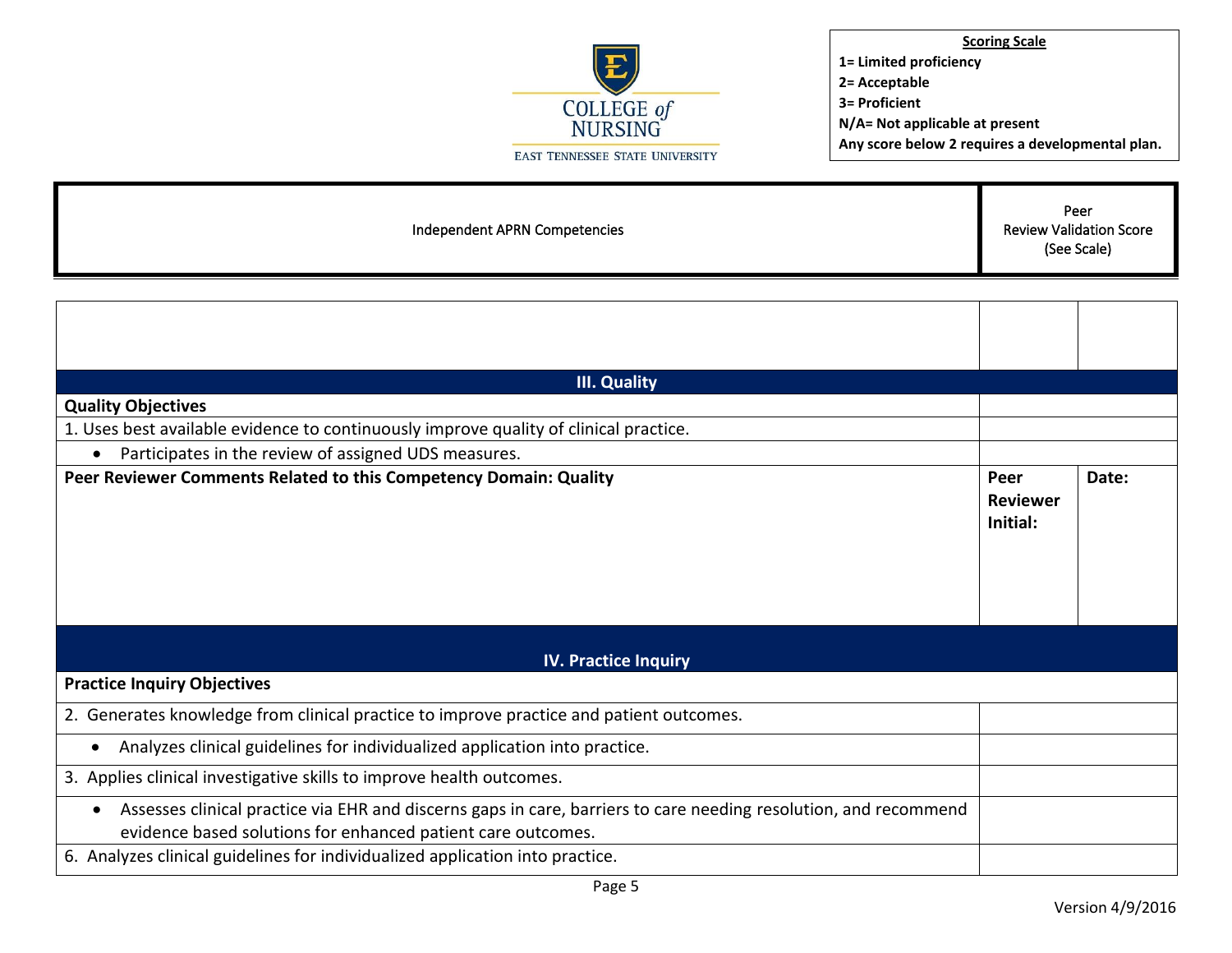COLLEGE of NURSING
EAST TENNESSEE STATE UNIVERSITY

| Scoring Scale |
|---|
| **1= Limited proficiency** |
| **2= Acceptable** |
| **3= Proficient** |
| **N/A= Not applicable at present** |
| **Any score below 2 requires a developmental plan.** |

| Independent APRN Competencies | Peer Review Validation Score (See Scale) | |
|---|---|---|
| | | |
| **III. Quality** | | |
| **Quality Objectives** | | |
| 1. Uses best available evidence to continuously improve quality of clinical practice. | | |
| • Participates in the review of assigned UDS measures. | | |
| **Peer Reviewer Comments Related to this Competency Domain: Quality** | **Peer Reviewer Initial:** | **Date:** |
| **IV. Practice Inquiry** | | |
| **Practice Inquiry Objectives** | | |
| 2. Generates knowledge from clinical practice to improve practice and patient outcomes. | | |
| • Analyzes clinical guidelines for individualized application into practice. | | |
| 3. Applies clinical investigative skills to improve health outcomes. | | |
| • Assesses clinical practice via EHR and discerns gaps in care, barriers to care needing resolution, and recommend evidence based solutions for enhanced patient care outcomes. | | |
| 6. Analyzes clinical guidelines for individualized application into practice. | | |

Version 4/9/2016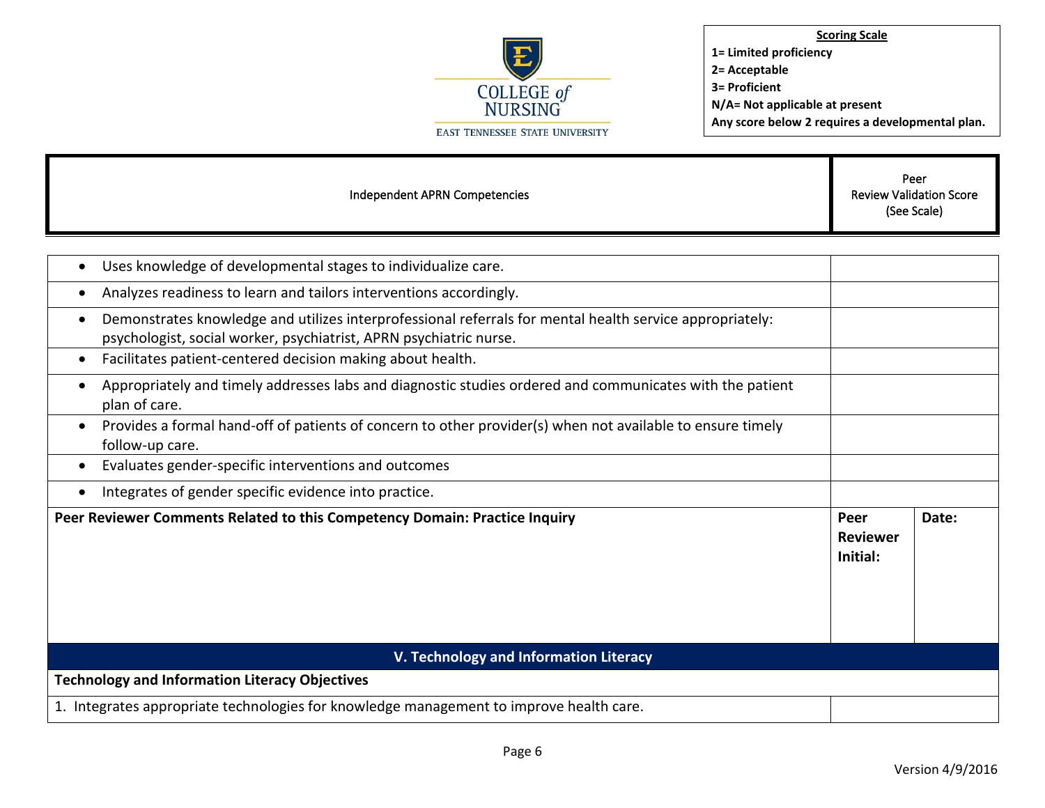**Scoring Scale**
**1= Limited proficiency**
**2= Acceptable**
**3= Proficient**
**N/A= Not applicable at present**
**Any score below 2 requires a developmental plan.**

| Independent APRN Competencies | Peer Review Validation Score (See Scale) | |
|---|---|---|
| • Uses knowledge of developmental stages to individualize care. | | |
| • Analyzes readiness to learn and tailors interventions accordingly. | | |
| • Demonstrates knowledge and utilizes interprofessional referrals for mental health service appropriately: psychologist, social worker, psychiatrist, APRN psychiatric nurse. | | |
| • Facilitates patient-centered decision making about health. | | |
| • Appropriately and timely addresses labs and diagnostic studies ordered and communicates with the patient plan of care. | | |
| • Provides a formal hand-off of patients of concern to other provider(s) when not available to ensure timely follow-up care. | | |
| • Evaluates gender-specific interventions and outcomes | | |
| • Integrates of gender specific evidence into practice. | | |
| **Peer Reviewer Comments Related to this Competency Domain: Practice Inquiry** | **Peer Reviewer Initial:** | **Date:** |

## V. Technology and Information Literacy

| Technology and Information Literacy Objectives | |
|---|---|
| 1. Integrates appropriate technologies for knowledge management to improve health care. | |

Version 4/9/2016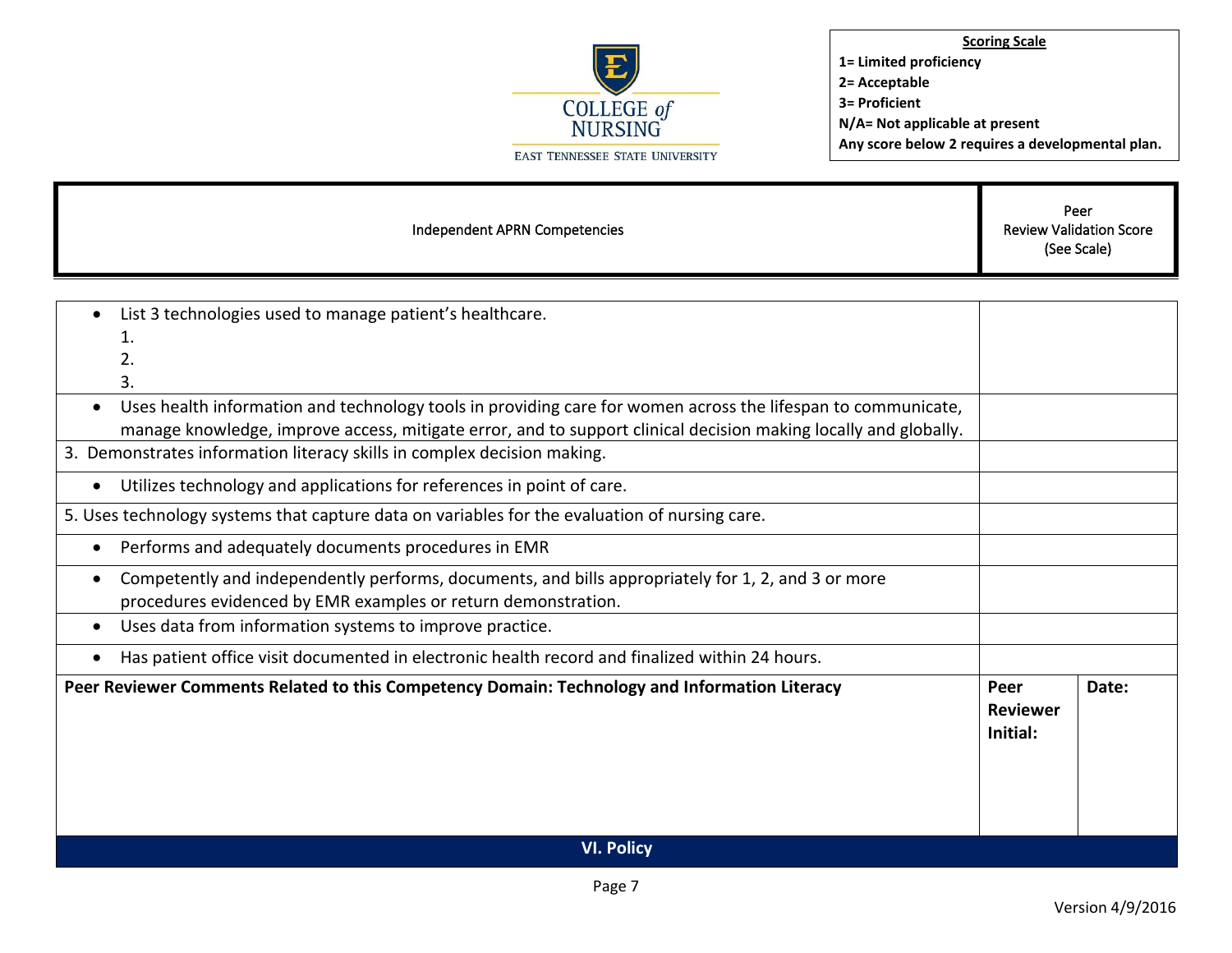| Scoring Scale |
|---|
| 1= Limited proficiency |
| 2= Acceptable |
| 3= Proficient |
| N/A= Not applicable at present |
| Any score below 2 requires a developmental plan. |

| Independent APRN Competencies | | Peer Review Validation Score (See Scale) |
|---|---|---|
| • List 3 technologies used to manage patient's healthcare.<br>1.<br>2.<br>3. | | |
| • Uses health information and technology tools in providing care for women across the lifespan to communicate, manage knowledge, improve access, mitigate error, and to support clinical decision making locally and globally. | | |
| 3. Demonstrates information literacy skills in complex decision making. | | |
| • Utilizes technology and applications for references in point of care. | | |
| 5. Uses technology systems that capture data on variables for the evaluation of nursing care. | | |
| • Performs and adequately documents procedures in EMR | | |
| • Competently and independently performs, documents, and bills appropriately for 1, 2, and 3 or more procedures evidenced by EMR examples or return demonstration. | | |
| • Uses data from information systems to improve practice. | | |
| • Has patient office visit documented in electronic health record and finalized within 24 hours. | | |
| **Peer Reviewer Comments Related to this Competency Domain: Technology and Information Literacy** | **Peer Reviewer Initial:** | **Date:** |

## VI. Policy

Version 4/9/2016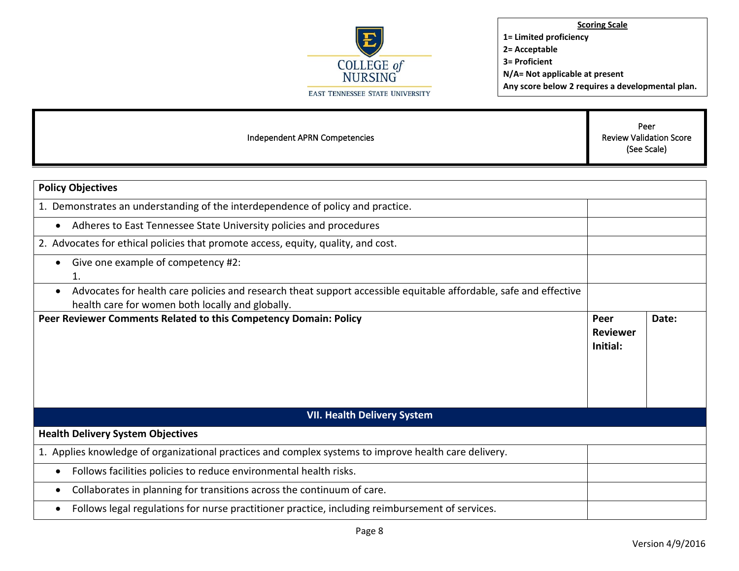COLLEGE of NURSING

EAST TENNESSEE STATE UNIVERSITY

| **Scoring Scale** |
|---|
| **1= Limited proficiency** |
| **2= Acceptable** |
| **3= Proficient** |
| **N/A= Not applicable at present** |
| **Any score below 2 requires a developmental plan.** |

| Independent APRN Competencies | Peer Review Validation Score (See Scale) | |
|---|---|---|
| **Policy Objectives** | | |
| 1. Demonstrates an understanding of the interdependence of policy and practice. | | |
| • Adheres to East Tennessee State University policies and procedures | | |
| 2. Advocates for ethical policies that promote access, equity, quality, and cost. | | |
| • Give one example of competency #2: 1. | | |
| • Advocates for health care policies and research theat support accessible equitable affordable, safe and effective health care for women both locally and globally. | | |
| **Peer Reviewer Comments Related to this Competency Domain: Policy** | **Peer Reviewer Initial:** | **Date:** |
| **VII. Health Delivery System** | | |
| **Health Delivery System Objectives** | | |
| 1. Applies knowledge of organizational practices and complex systems to improve health care delivery. | | |
| • Follows facilities policies to reduce environmental health risks. | | |
| • Collaborates in planning for transitions across the continuum of care. | | |
| • Follows legal regulations for nurse practitioner practice, including reimbursement of services. | | |

Version 4/9/2016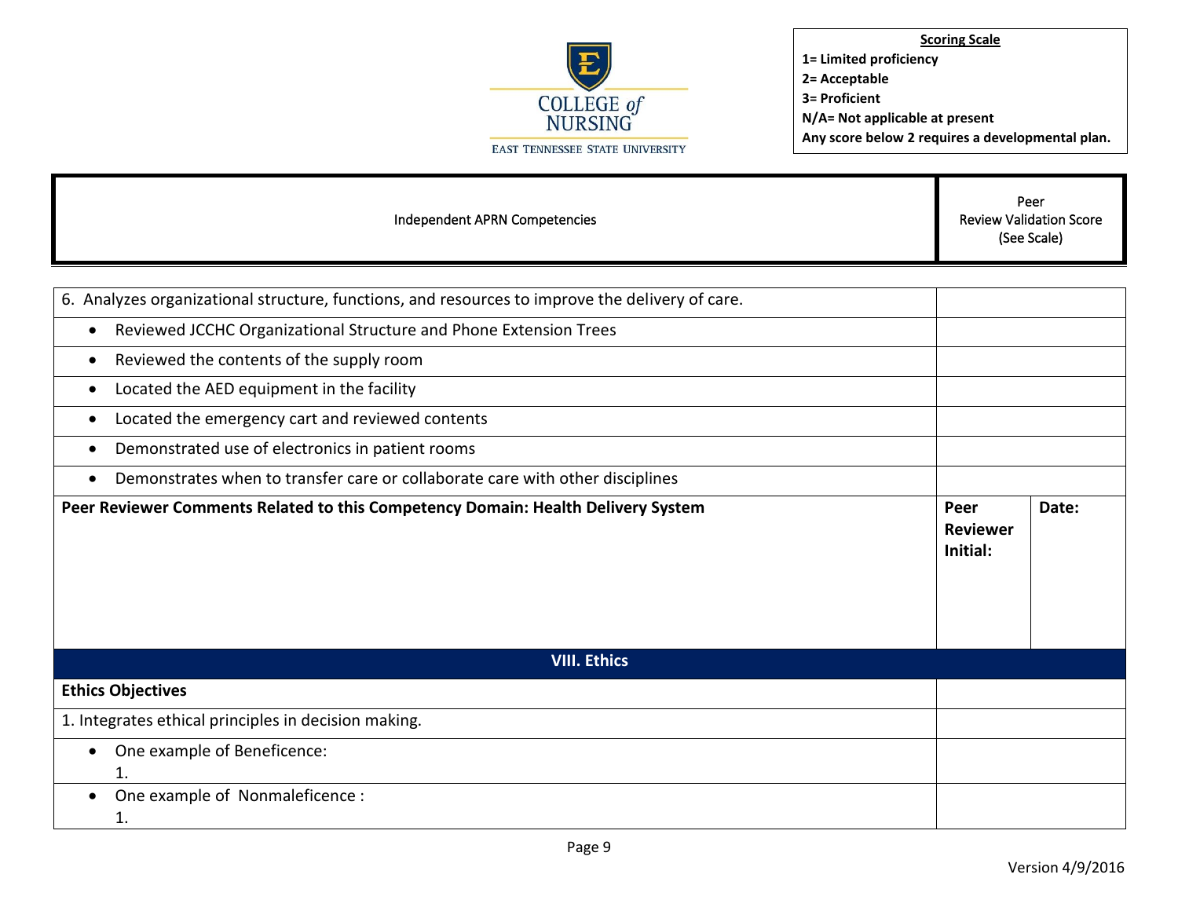COLLEGE of NURSING
EAST TENNESSEE STATE UNIVERSITY

**Scoring Scale**
**1= Limited proficiency**
**2= Acceptable**
**3= Proficient**
**N/A= Not applicable at present**
**Any score below 2 requires a developmental plan.**

| Independent APRN Competencies | Peer Review Validation Score (See Scale) | |
|---|---|---|
| 6. Analyzes organizational structure, functions, and resources to improve the delivery of care. | | |
| • Reviewed JCCHC Organizational Structure and Phone Extension Trees | | |
| • Reviewed the contents of the supply room | | |
| • Located the AED equipment in the facility | | |
| • Located the emergency cart and reviewed contents | | |
| • Demonstrated use of electronics in patient rooms | | |
| • Demonstrates when to transfer care or collaborate care with other disciplines | | |
| **Peer Reviewer Comments Related to this Competency Domain: Health Delivery System** | **Peer Reviewer Initial:** | **Date:** |
| **VIII. Ethics** | | |
| **Ethics Objectives** | | |
| 1. Integrates ethical principles in decision making. | | |
| • One example of Beneficence:<br>1. | | |
| • One example of Nonmaleficence :<br>1. | | |

Version 4/9/2016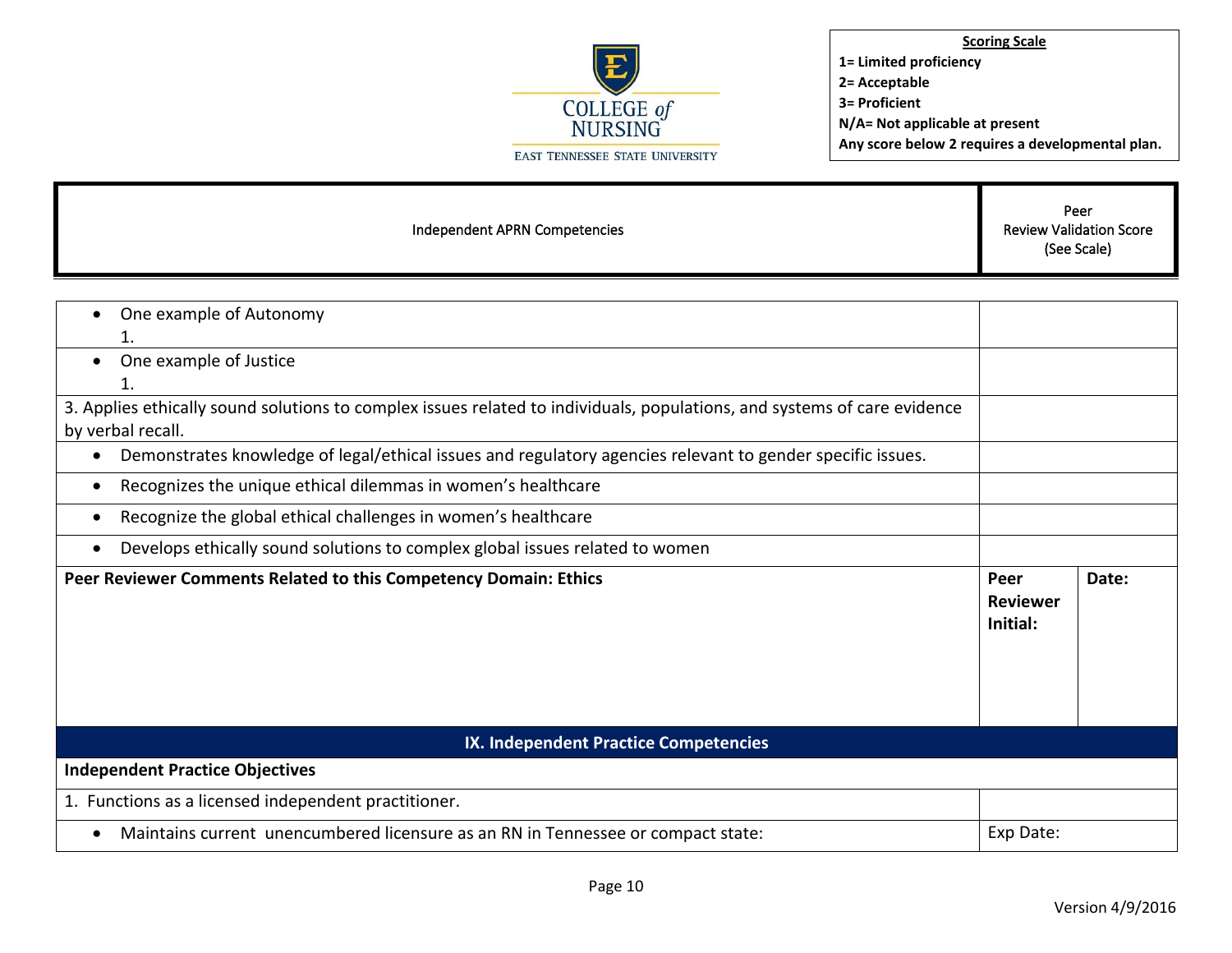**Scoring Scale**
**1= Limited proficiency**
**2= Acceptable**
**3= Proficient**
**N/A= Not applicable at present**
**Any score below 2 requires a developmental plan.**

| Independent APRN Competencies | Peer Review Validation Score (See Scale) | |
|---|---|---|
| • One example of Autonomy<br>1. | | |
| • One example of Justice<br>1. | | |
| 3. Applies ethically sound solutions to complex issues related to individuals, populations, and systems of care evidence by verbal recall. | | |
| • Demonstrates knowledge of legal/ethical issues and regulatory agencies relevant to gender specific issues. | | |
| • Recognizes the unique ethical dilemmas in women's healthcare | | |
| • Recognize the global ethical challenges in women's healthcare | | |
| • Develops ethically sound solutions to complex global issues related to women | | |
| **Peer Reviewer Comments Related to this Competency Domain: Ethics** | **Peer Reviewer Initial:** | **Date:** |
| **IX. Independent Practice Competencies** | | |
| **Independent Practice Objectives** | | |
| 1. Functions as a licensed independent practitioner. | | |
| • Maintains current unencumbered licensure as an RN in Tennessee or compact state: | Exp Date: | |

Version 4/9/2016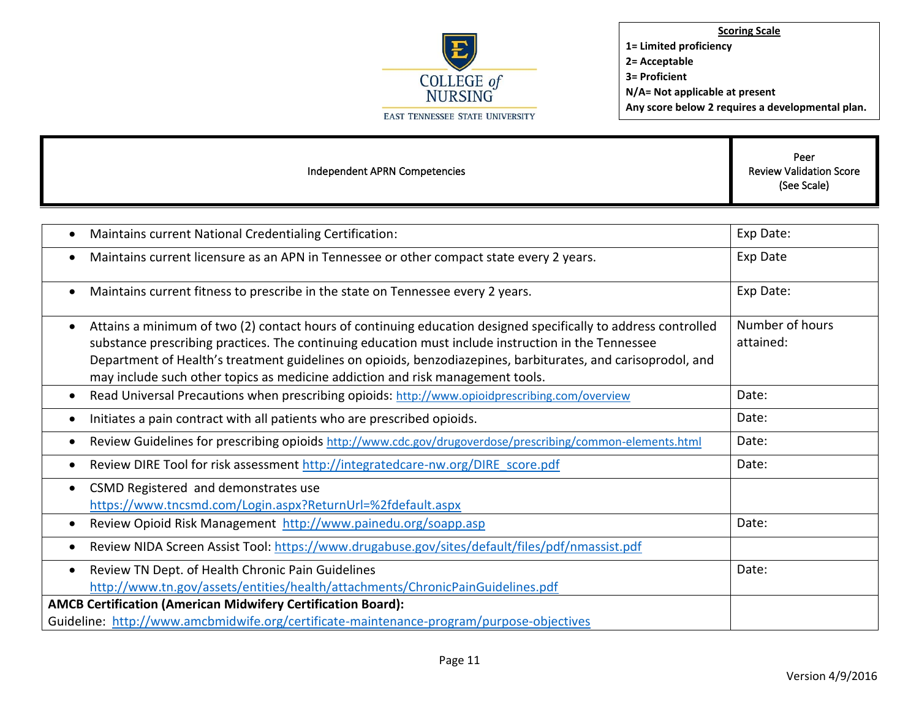COLLEGE of NURSING
EAST TENNESSEE STATE UNIVERSITY

**Scoring Scale**
**1= Limited proficiency**
**2= Acceptable**
**3= Proficient**
**N/A= Not applicable at present**
**Any score below 2 requires a developmental plan.**

| Independent APRN Competencies | Peer Review Validation Score (See Scale) |
|---|---|
| • Maintains current National Credentialing Certification: | Exp Date: |
| • Maintains current licensure as an APN in Tennessee or other compact state every 2 years. | Exp Date |
| • Maintains current fitness to prescribe in the state on Tennessee every 2 years. | Exp Date: |
| • Attains a minimum of two (2) contact hours of continuing education designed specifically to address controlled substance prescribing practices. The continuing education must include instruction in the Tennessee Department of Health's treatment guidelines on opioids, benzodiazepines, barbiturates, and carisoprodol, and may include such other topics as medicine addiction and risk management tools. | Number of hours attained: |
| • Read Universal Precautions when prescribing opioids: http://www.opioidprescribing.com/overview | Date: |
| • Initiates a pain contract with all patients who are prescribed opioids. | Date: |
| • Review Guidelines for prescribing opioids http://www.cdc.gov/drugoverdose/prescribing/common-elements.html | Date: |
| • Review DIRE Tool for risk assessment http://integratedcare-nw.org/DIRE_score.pdf | Date: |
| • CSMD Registered and demonstrates use https://www.tncsmd.com/Login.aspx?ReturnUrl=%2fdefault.aspx | |
| • Review Opioid Risk Management http://www.painedu.org/soapp.asp | Date: |
| • Review NIDA Screen Assist Tool: https://www.drugabuse.gov/sites/default/files/pdf/nmassist.pdf | |
| • Review TN Dept. of Health Chronic Pain Guidelines http://www.tn.gov/assets/entities/health/attachments/ChronicPainGuidelines.pdf | Date: |
| **AMCB Certification (American Midwifery Certification Board):** Guideline: http://www.amcbmidwife.org/certificate-maintenance-program/purpose-objectives | |

Version 4/9/2016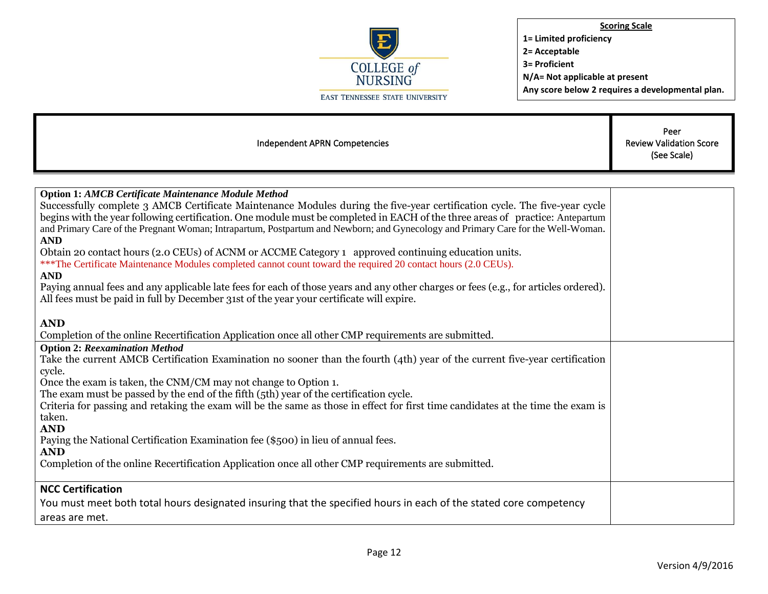**Scoring Scale**
1= Limited proficiency
2= Acceptable
3= Proficient
N/A= Not applicable at present
Any score below 2 requires a developmental plan.

| Independent APRN Competencies | Peer Review Validation Score (See Scale) |
|---|---|
| **Option 1: *AMCB Certificate Maintenance Module Method***<br>Successfully complete 3 AMCB Certificate Maintenance Modules during the five-year certification cycle. The five-year cycle begins with the year following certification. One module must be completed in EACH of the three areas of practice: Antepartum and Primary Care of the Pregnant Woman; Intrapartum, Postpartum and Newborn; and Gynecology and Primary Care for the Well-Woman.<br>**AND**<br>Obtain 20 contact hours (2.0 CEUs) of ACNM or ACCME Category 1 approved continuing education units.<br>***The Certificate Maintenance Modules completed cannot count toward the required 20 contact hours (2.0 CEUs).<br>**AND**<br>Paying annual fees and any applicable late fees for each of those years and any other charges or fees (e.g., for articles ordered). All fees must be paid in full by December 31st of the year your certificate will expire.<br>**AND**<br>Completion of the online Recertification Application once all other CMP requirements are submitted. | |
| **Option 2: *Reexamination Method***<br>Take the current AMCB Certification Examination no sooner than the fourth (4th) year of the current five-year certification cycle.<br>Once the exam is taken, the CNM/CM may not change to Option 1.<br>The exam must be passed by the end of the fifth (5th) year of the certification cycle.<br>Criteria for passing and retaking the exam will be the same as those in effect for first time candidates at the time the exam is taken.<br>**AND**<br>Paying the National Certification Examination fee ($500) in lieu of annual fees.<br>**AND**<br>Completion of the online Recertification Application once all other CMP requirements are submitted. | |
| **NCC Certification**<br>You must meet both total hours designated insuring that the specified hours in each of the stated core competency areas are met. | |

Version 4/9/2016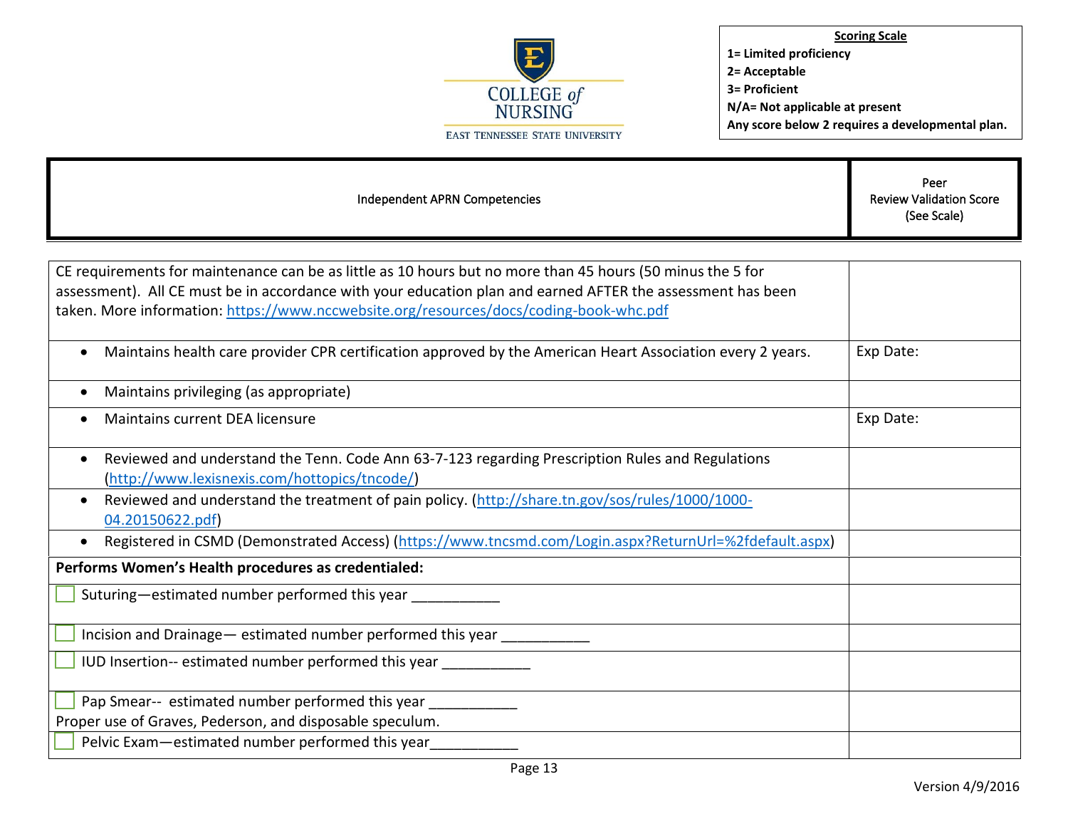COLLEGE of NURSING
EAST TENNESSEE STATE UNIVERSITY

**Scoring Scale**
**1= Limited proficiency**
**2= Acceptable**
**3= Proficient**
**N/A= Not applicable at present**
**Any score below 2 requires a developmental plan.**

| Independent APRN Competencies | Peer Review Validation Score (See Scale) |
|---|---|
| CE requirements for maintenance can be as little as 10 hours but no more than 45 hours (50 minus the 5 for assessment). All CE must be in accordance with your education plan and earned AFTER the assessment has been taken. More information: https://www.nccwebsite.org/resources/docs/coding-book-whc.pdf | |
| • Maintains health care provider CPR certification approved by the American Heart Association every 2 years. | Exp Date: |
| • Maintains privileging (as appropriate) | |
| • Maintains current DEA licensure | Exp Date: |
| • Reviewed and understand the Tenn. Code Ann 63-7-123 regarding Prescription Rules and Regulations (http://www.lexisnexis.com/hottopics/tncode/) | |
| • Reviewed and understand the treatment of pain policy. (http://share.tn.gov/sos/rules/1000/1000-04.20150622.pdf) | |
| • Registered in CSMD (Demonstrated Access) (https://www.tncsmd.com/Login.aspx?ReturnUrl=%2fdefault.aspx) | |
| **Performs Women's Health procedures as credentialed:** | |
| ☐ Suturing—estimated number performed this year ___________ | |
| ☐ Incision and Drainage— estimated number performed this year ___________ | |
| ☐ IUD Insertion-- estimated number performed this year ___________ | |
| ☐ Pap Smear-- estimated number performed this year ___________ Proper use of Graves, Pederson, and disposable speculum. | |
| ☐ Pelvic Exam—estimated number performed this year___________ | |

Version 4/9/2016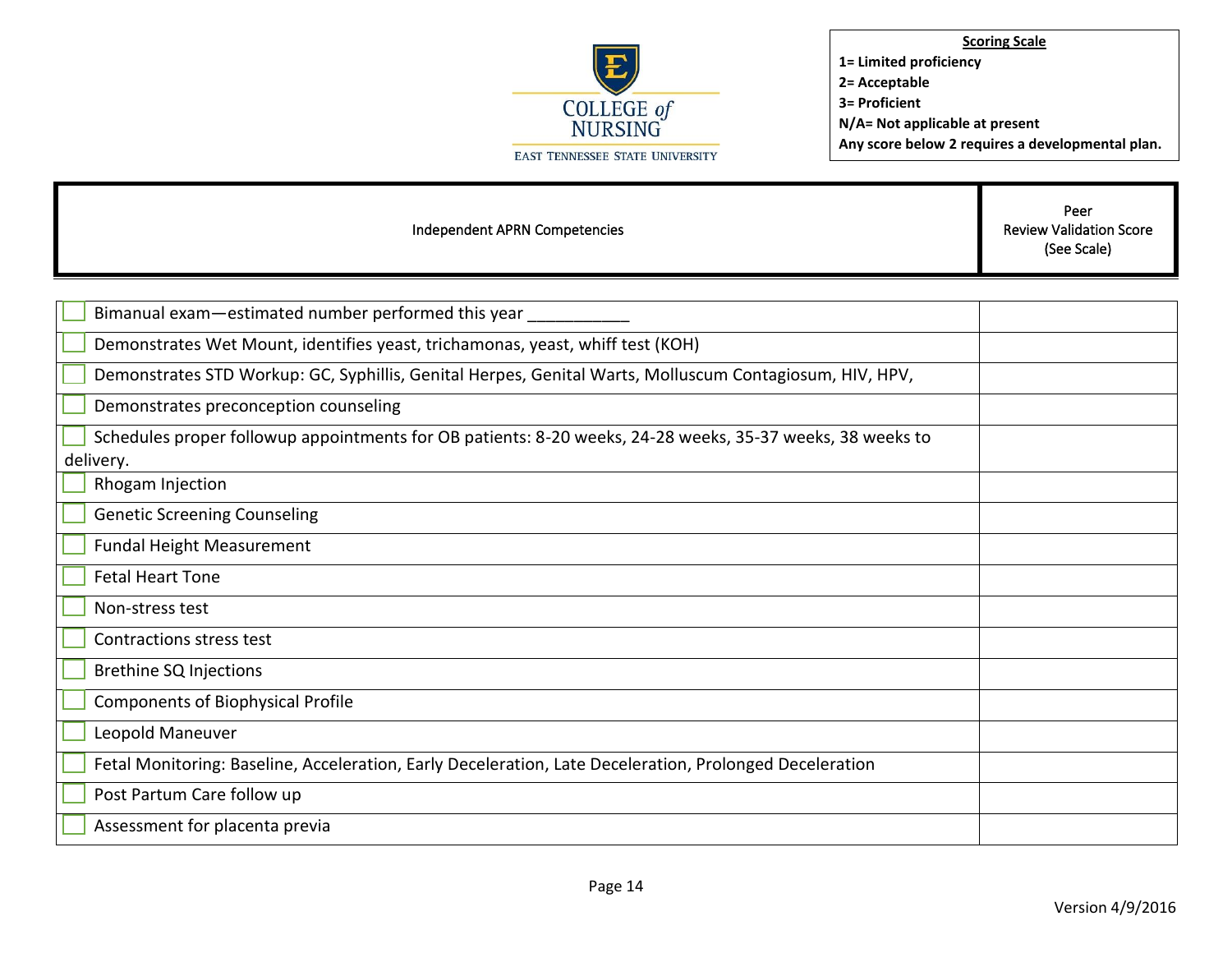**Scoring Scale**
**1= Limited proficiency**
**2= Acceptable**
**3= Proficient**
**N/A= Not applicable at present**
**Any score below 2 requires a developmental plan.**

| Independent APRN Competencies | Peer Review Validation Score (See Scale) |
|---|---|
| ☐ Bimanual exam—estimated number performed this year ___________ | |
| ☐ Demonstrates Wet Mount, identifies yeast, trichamonas, yeast, whiff test (KOH) | |
| ☐ Demonstrates STD Workup: GC, Syphillis, Genital Herpes, Genital Warts, Molluscum Contagiosum, HIV, HPV, | |
| ☐ Demonstrates preconception counseling | |
| ☐ Schedules proper followup appointments for OB patients: 8-20 weeks, 24-28 weeks, 35-37 weeks, 38 weeks to delivery. | |
| ☐ Rhogam Injection | |
| ☐ Genetic Screening Counseling | |
| ☐ Fundal Height Measurement | |
| ☐ Fetal Heart Tone | |
| ☐ Non-stress test | |
| ☐ Contractions stress test | |
| ☐ Brethine SQ Injections | |
| ☐ Components of Biophysical Profile | |
| ☐ Leopold Maneuver | |
| ☐ Fetal Monitoring: Baseline, Acceleration, Early Deceleration, Late Deceleration, Prolonged Deceleration | |
| ☐ Post Partum Care follow up | |
| ☐ Assessment for placenta previa | |

Version 4/9/2016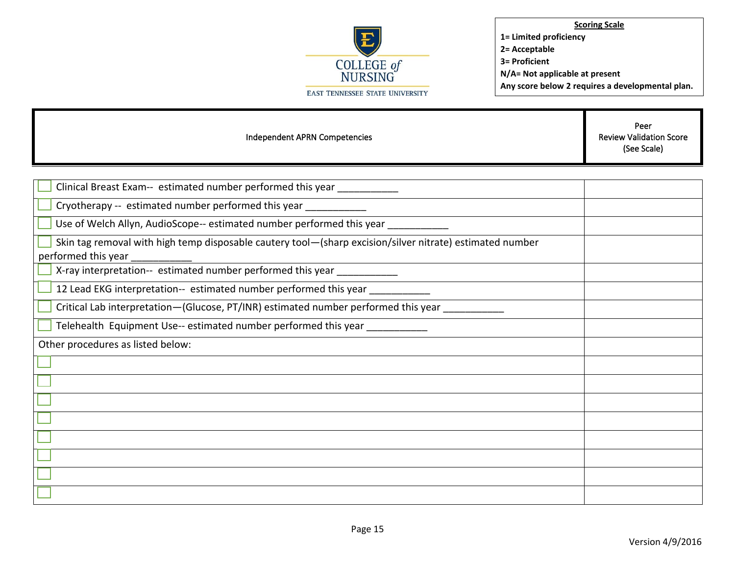COLLEGE of NURSING
EAST TENNESSEE STATE UNIVERSITY

**Scoring Scale**
**1= Limited proficiency**
**2= Acceptable**
**3= Proficient**
**N/A= Not applicable at present**
**Any score below 2 requires a developmental plan.**

| Independent APRN Competencies | Peer Review Validation Score (See Scale) |
|---|---|
| ☐ Clinical Breast Exam-- estimated number performed this year ___________ | |
| ☐ Cryotherapy -- estimated number performed this year ___________ | |
| ☐ Use of Welch Allyn, AudioScope-- estimated number performed this year ___________ | |
| ☐ Skin tag removal with high temp disposable cautery tool—(sharp excision/silver nitrate) estimated number performed this year ___________ | |
| ☐ X-ray interpretation-- estimated number performed this year ___________ | |
| ☐ 12 Lead EKG interpretation-- estimated number performed this year ___________ | |
| ☐ Critical Lab interpretation—(Glucose, PT/INR) estimated number performed this year ___________ | |
| ☐ Telehealth Equipment Use-- estimated number performed this year ___________ | |
| Other procedures as listed below: | |
| ☐ | |
| ☐ | |
| ☐ | |
| ☐ | |
| ☐ | |
| ☐ | |
| ☐ | |
| ☐ | |

Version 4/9/2016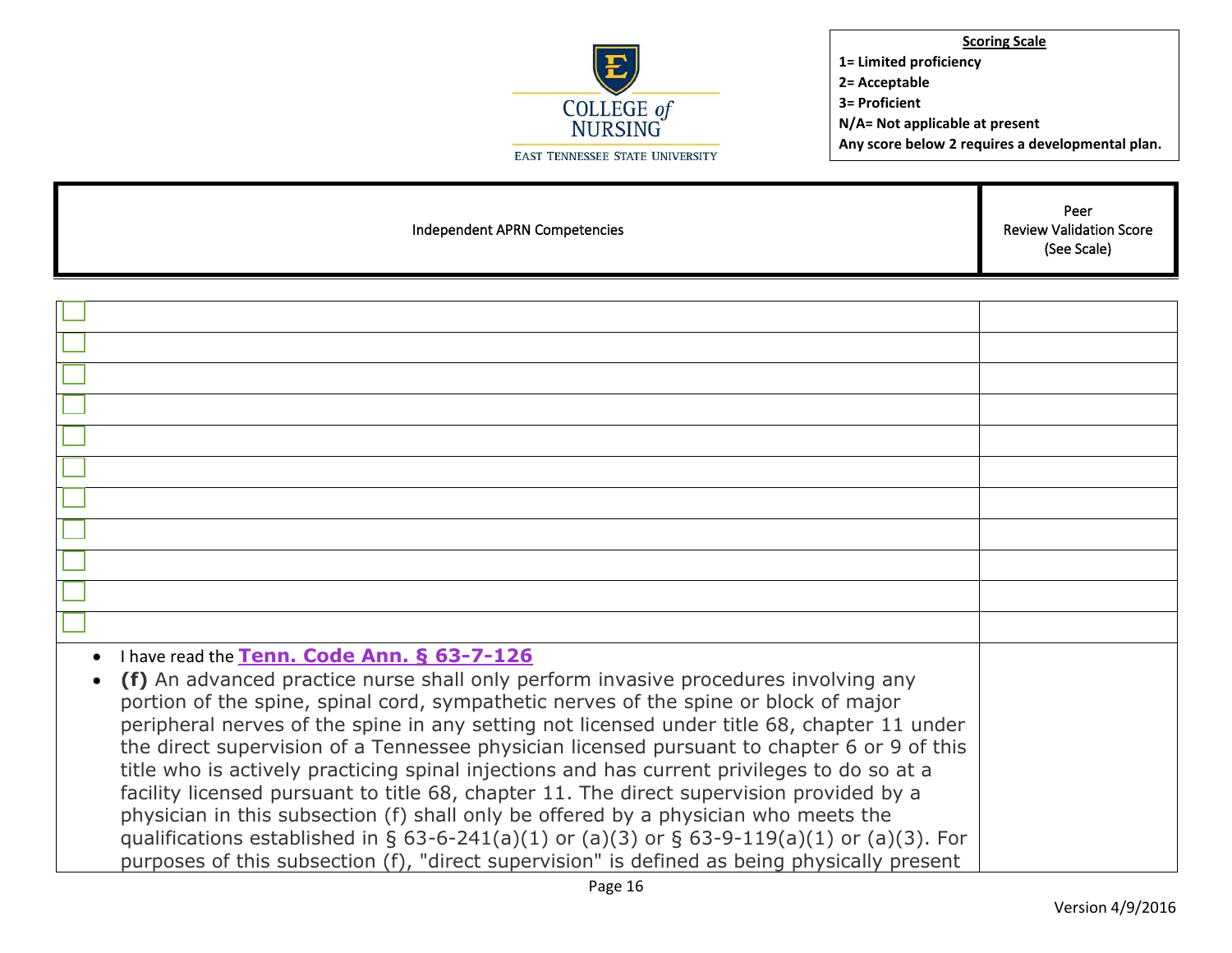**Scoring Scale**
**1= Limited proficiency**
**2= Acceptable**
**3= Proficient**
**N/A= Not applicable at present**
**Any score below 2 requires a developmental plan.**

| Independent APRN Competencies | Peer Review Validation Score (See Scale) |
|---|---|
| ☐ | |
| ☐ | |
| ☐ | |
| ☐ | |
| ☐ | |
| ☐ | |
| ☐ | |
| ☐ | |
| ☐ | |
| ☐ | |
| ☐ | |
| • I have read the **Tenn. Code Ann. § 63-7-126**<br>• **(f)** An advanced practice nurse shall only perform invasive procedures involving any portion of the spine, spinal cord, sympathetic nerves of the spine or block of major peripheral nerves of the spine in any setting not licensed under title 68, chapter 11 under the direct supervision of a Tennessee physician licensed pursuant to chapter 6 or 9 of this title who is actively practicing spinal injections and has current privileges to do so at a facility licensed pursuant to title 68, chapter 11. The direct supervision provided by a physician in this subsection (f) shall only be offered by a physician who meets the qualifications established in § 63-6-241(a)(1) or (a)(3) or § 63-9-119(a)(1) or (a)(3). For purposes of this subsection (f), "direct supervision" is defined as being physically present | |

Version 4/9/2016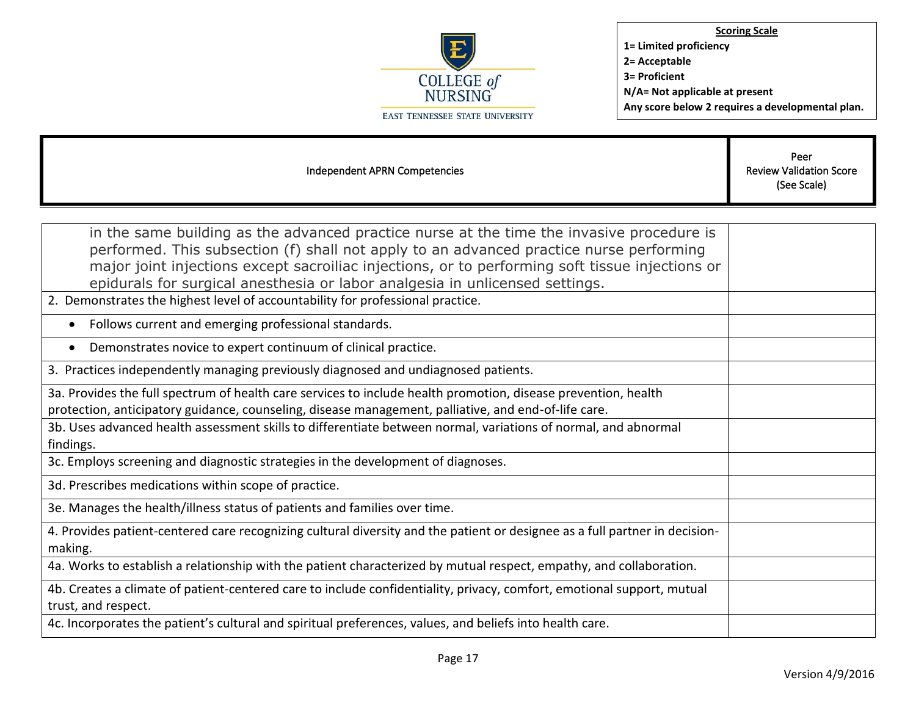**Scoring Scale**
**1= Limited proficiency**
**2= Acceptable**
**3= Proficient**
**N/A= Not applicable at present**
**Any score below 2 requires a developmental plan.**

| Independent APRN Competencies | Peer Review Validation Score (See Scale) |
|---|---|
| in the same building as the advanced practice nurse at the time the invasive procedure is performed. This subsection (f) shall not apply to an advanced practice nurse performing major joint injections except sacroiliac injections, or to performing soft tissue injections or epidurals for surgical anesthesia or labor analgesia in unlicensed settings. | |
| 2. Demonstrates the highest level of accountability for professional practice. | |
| • Follows current and emerging professional standards. | |
| • Demonstrates novice to expert continuum of clinical practice. | |
| 3. Practices independently managing previously diagnosed and undiagnosed patients. | |
| 3a. Provides the full spectrum of health care services to include health promotion, disease prevention, health protection, anticipatory guidance, counseling, disease management, palliative, and end-of-life care. | |
| 3b. Uses advanced health assessment skills to differentiate between normal, variations of normal, and abnormal findings. | |
| 3c. Employs screening and diagnostic strategies in the development of diagnoses. | |
| 3d. Prescribes medications within scope of practice. | |
| 3e. Manages the health/illness status of patients and families over time. | |
| 4. Provides patient-centered care recognizing cultural diversity and the patient or designee as a full partner in decision-making. | |
| 4a. Works to establish a relationship with the patient characterized by mutual respect, empathy, and collaboration. | |
| 4b. Creates a climate of patient-centered care to include confidentiality, privacy, comfort, emotional support, mutual trust, and respect. | |
| 4c. Incorporates the patient's cultural and spiritual preferences, values, and beliefs into health care. | |

Version 4/9/2016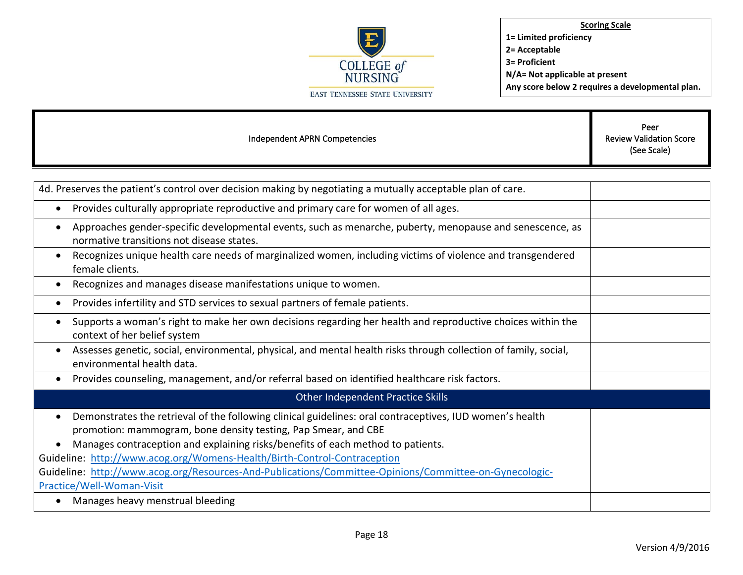**Scoring Scale**
**1= Limited proficiency**
**2= Acceptable**
**3= Proficient**
**N/A= Not applicable at present**
**Any score below 2 requires a developmental plan.**

| Independent APRN Competencies | Peer Review Validation Score (See Scale) |
|---|---|
| 4d. Preserves the patient's control over decision making by negotiating a mutually acceptable plan of care. | |
| • Provides culturally appropriate reproductive and primary care for women of all ages. | |
| • Approaches gender-specific developmental events, such as menarche, puberty, menopause and senescence, as normative transitions not disease states. | |
| • Recognizes unique health care needs of marginalized women, including victims of violence and transgendered female clients. | |
| • Recognizes and manages disease manifestations unique to women. | |
| • Provides infertility and STD services to sexual partners of female patients. | |
| • Supports a woman's right to make her own decisions regarding her health and reproductive choices within the context of her belief system | |
| • Assesses genetic, social, environmental, physical, and mental health risks through collection of family, social, environmental health data. | |
| • Provides counseling, management, and/or referral based on identified healthcare risk factors. | |
| **Other Independent Practice Skills** | |
| • Demonstrates the retrieval of the following clinical guidelines: oral contraceptives, IUD women's health promotion: mammogram, bone density testing, Pap Smear, and CBE<br>• Manages contraception and explaining risks/benefits of each method to patients.<br>Guideline: http://www.acog.org/Womens-Health/Birth-Control-Contraception<br>Guideline: http://www.acog.org/Resources-And-Publications/Committee-Opinions/Committee-on-Gynecologic-Practice/Well-Woman-Visit | |
| • Manages heavy menstrual bleeding | |

Version 4/9/2016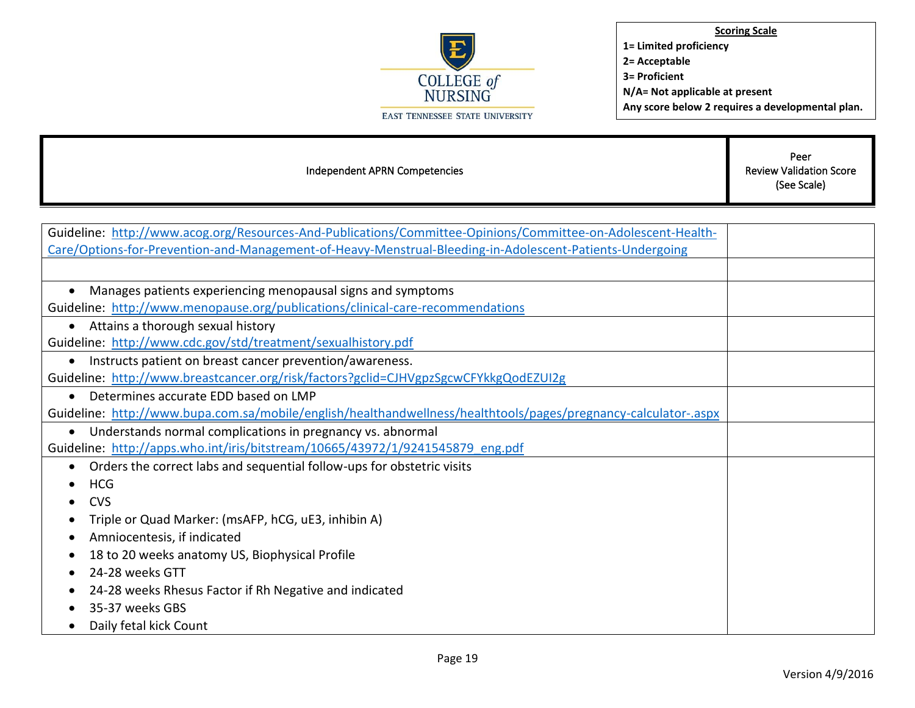COLLEGE of NURSING
EAST TENNESSEE STATE UNIVERSITY

**Scoring Scale**
**1= Limited proficiency**
**2= Acceptable**
**3= Proficient**
**N/A= Not applicable at present**
**Any score below 2 requires a developmental plan.**

| Independent APRN Competencies | Peer Review Validation Score (See Scale) |
|---|---|
| Guideline: http://www.acog.org/Resources-And-Publications/Committee-Opinions/Committee-on-Adolescent-Health-Care/Options-for-Prevention-and-Management-of-Heavy-Menstrual-Bleeding-in-Adolescent-Patients-Undergoing | |
| | |
| • Manages patients experiencing menopausal signs and symptoms<br>Guideline: http://www.menopause.org/publications/clinical-care-recommendations | |
| • Attains a thorough sexual history<br>Guideline: http://www.cdc.gov/std/treatment/sexualhistory.pdf | |
| • Instructs patient on breast cancer prevention/awareness.<br>Guideline: http://www.breastcancer.org/risk/factors?gclid=CJHVgpzSgcwCFYkkgQodEZUI2g | |
| • Determines accurate EDD based on LMP<br>Guideline: http://www.bupa.com.sa/mobile/english/healthandwellness/healthtools/pages/pregnancy-calculator-.aspx | |
| • Understands normal complications in pregnancy vs. abnormal<br>Guideline: http://apps.who.int/iris/bitstream/10665/43972/1/9241545879_eng.pdf | |
| • Orders the correct labs and sequential follow-ups for obstetric visits<br>• HCG<br>• CVS<br>• Triple or Quad Marker: (msAFP, hCG, uE3, inhibin A)<br>• Amniocentesis, if indicated<br>• 18 to 20 weeks anatomy US, Biophysical Profile<br>• 24-28 weeks GTT<br>• 24-28 weeks Rhesus Factor if Rh Negative and indicated<br>• 35-37 weeks GBS<br>• Daily fetal kick Count | |

Version 4/9/2016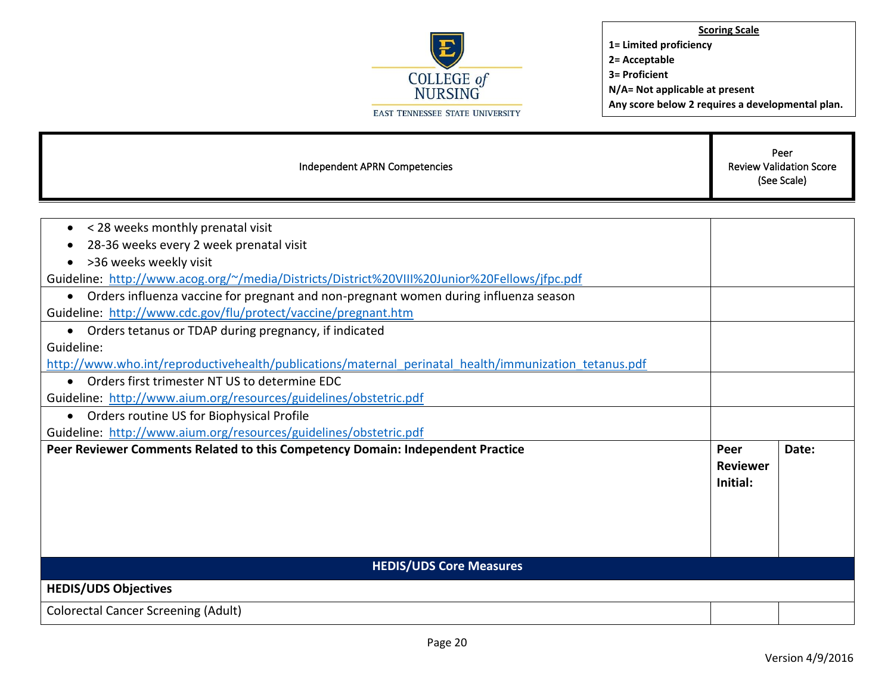**Scoring Scale**
**1= Limited proficiency**
**2= Acceptable**
**3= Proficient**
**N/A= Not applicable at present**
**Any score below 2 requires a developmental plan.**

| Independent APRN Competencies | | Peer Review Validation Score (See Scale) |
|---|---|---|
| • < 28 weeks monthly prenatal visit<br>• 28-36 weeks every 2 week prenatal visit<br>• >36 weeks weekly visit<br>Guideline: http://www.acog.org/~/media/Districts/District%20VIII%20Junior%20Fellows/jfpc.pdf | | |
| • Orders influenza vaccine for pregnant and non-pregnant women during influenza season<br>Guideline: http://www.cdc.gov/flu/protect/vaccine/pregnant.htm | | |
| • Orders tetanus or TDAP during pregnancy, if indicated<br>Guideline:<br>http://www.who.int/reproductivehealth/publications/maternal_perinatal_health/immunization_tetanus.pdf | | |
| • Orders first trimester NT US to determine EDC<br>Guideline: http://www.aium.org/resources/guidelines/obstetric.pdf | | |
| • Orders routine US for Biophysical Profile<br>Guideline: http://www.aium.org/resources/guidelines/obstetric.pdf | | |
| **Peer Reviewer Comments Related to this Competency Domain: Independent Practice** | **Peer Reviewer Initial:** | **Date:** |
| **HEDIS/UDS Core Measures** | | |
| **HEDIS/UDS Objectives** | | |
| Colorectal Cancer Screening (Adult) | | |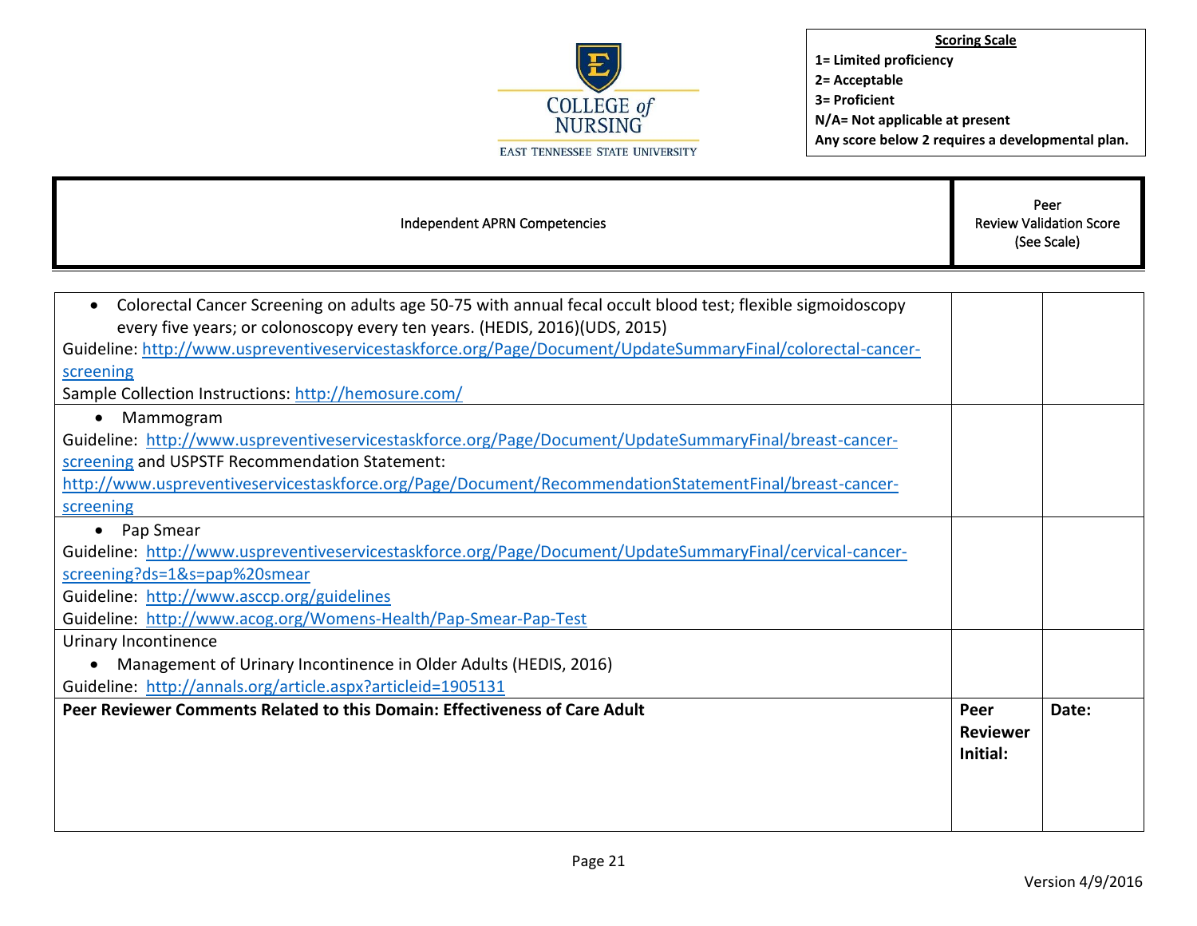| Scoring Scale |
|---|
| 1= Limited proficiency |
| 2= Acceptable |
| 3= Proficient |
| N/A= Not applicable at present |
| Any score below 2 requires a developmental plan. |

| Independent APRN Competencies | Peer Review Validation Score (See Scale) | |
|---|---|---|
| • Colorectal Cancer Screening on adults age 50-75 with annual fecal occult blood test; flexible sigmoidoscopy every five years; or colonoscopy every ten years. (HEDIS, 2016)(UDS, 2015)<br>Guideline: http://www.uspreventiveservicestaskforce.org/Page/Document/UpdateSummaryFinal/colorectal-cancer-screening<br>Sample Collection Instructions: http://hemosure.com/ | | |
| • Mammogram<br>Guideline: http://www.uspreventiveservicestaskforce.org/Page/Document/UpdateSummaryFinal/breast-cancer-screening and USPSTF Recommendation Statement: http://www.uspreventiveservicestaskforce.org/Page/Document/RecommendationStatementFinal/breast-cancer-screening | | |
| • Pap Smear<br>Guideline: http://www.uspreventiveservicestaskforce.org/Page/Document/UpdateSummaryFinal/cervical-cancer-screening?ds=1&s=pap%20smear<br>Guideline: http://www.asccp.org/guidelines<br>Guideline: http://www.acog.org/Womens-Health/Pap-Smear-Pap-Test | | |
| Urinary Incontinence<br>• Management of Urinary Incontinence in Older Adults (HEDIS, 2016)<br>Guideline: http://annals.org/article.aspx?articleid=1905131 | | |
| **Peer Reviewer Comments Related to this Domain: Effectiveness of Care Adult** | **Peer Reviewer Initial:** | **Date:** |

Version 4/9/2016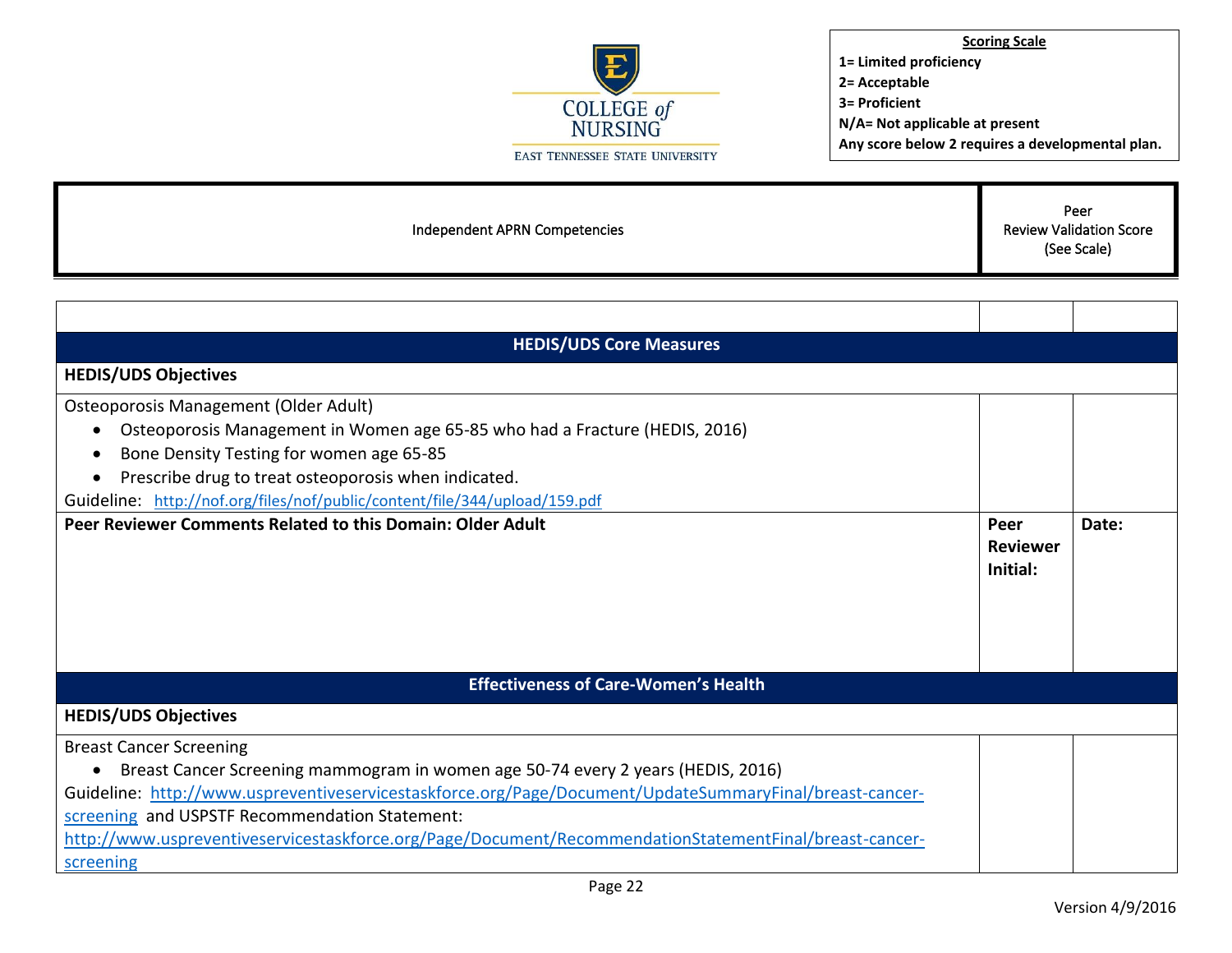**Scoring Scale**
**1= Limited proficiency**
**2= Acceptable**
**3= Proficient**
**N/A= Not applicable at present**
**Any score below 2 requires a developmental plan.**

| Independent APRN Competencies | Peer Review Validation Score (See Scale) | |
|---|---|---|
| | | |
| **HEDIS/UDS Core Measures** | | |
| **HEDIS/UDS Objectives** | | |
| Osteoporosis Management (Older Adult)<br>• Osteoporosis Management in Women age 65-85 who had a Fracture (HEDIS, 2016)<br>• Bone Density Testing for women age 65-85<br>• Prescribe drug to treat osteoporosis when indicated.<br>Guideline: http://nof.org/files/nof/public/content/file/344/upload/159.pdf | | |
| **Peer Reviewer Comments Related to this Domain: Older Adult** | **Peer Reviewer Initial:** | **Date:** |
| **Effectiveness of Care-Women's Health** | | |
| **HEDIS/UDS Objectives** | | |
| Breast Cancer Screening<br>• Breast Cancer Screening mammogram in women age 50-74 every 2 years (HEDIS, 2016)<br>Guideline: http://www.uspreventiveservicestaskforce.org/Page/Document/UpdateSummaryFinal/breast-cancer-screening and USPSTF Recommendation Statement: http://www.uspreventiveservicestaskforce.org/Page/Document/RecommendationStatementFinal/breast-cancer-screening | | |

Version 4/9/2016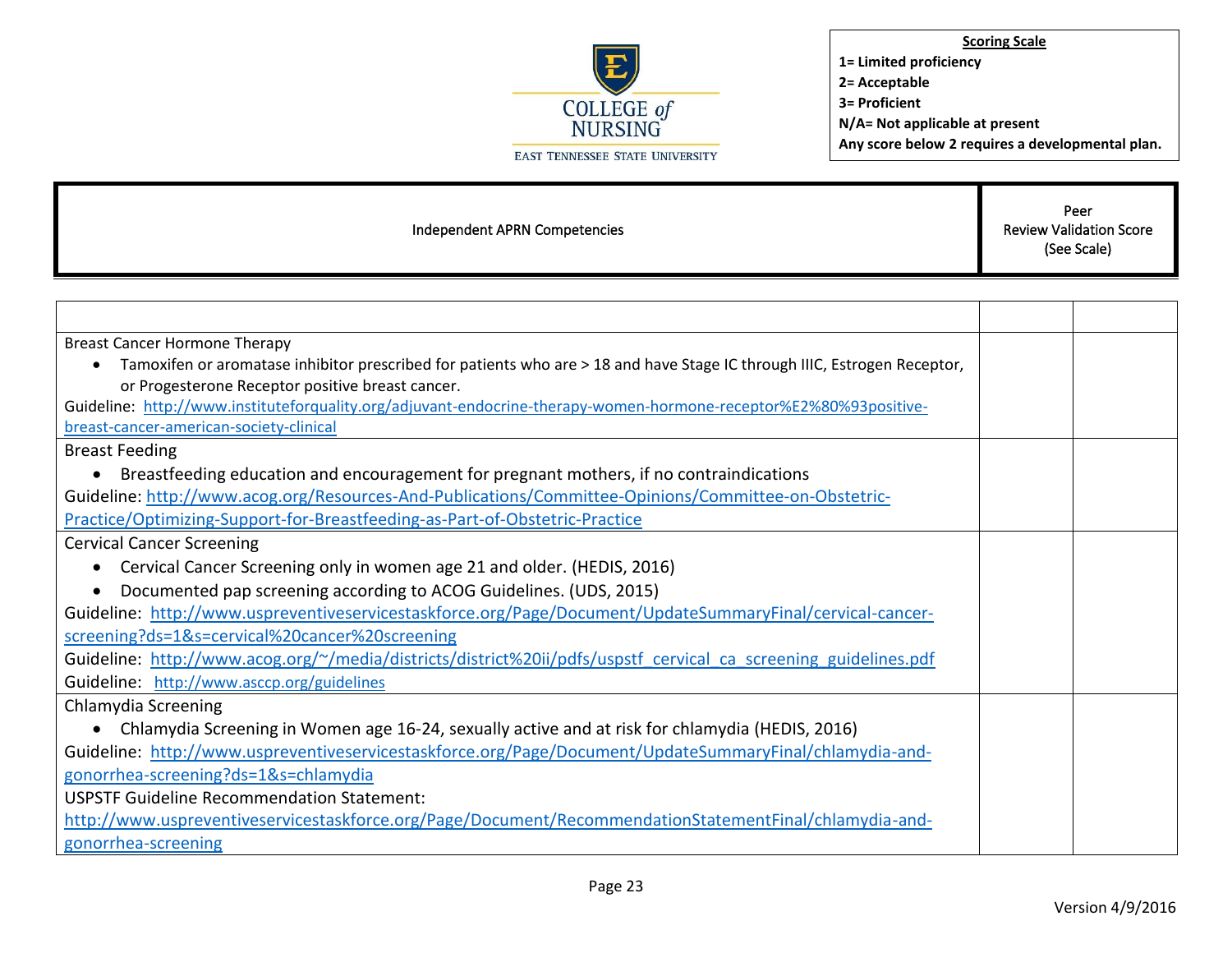COLLEGE *of* NURSING
EAST TENNESSEE STATE UNIVERSITY

**Scoring Scale**
**1= Limited proficiency**
**2= Acceptable**
**3= Proficient**
**N/A= Not applicable at present**
**Any score below 2 requires a developmental plan.**

| Independent APRN Competencies | Peer Review Validation Score (See Scale) | |
|---|---|---|
| | | |
| Breast Cancer Hormone Therapy<br>• Tamoxifen or aromatase inhibitor prescribed for patients who are > 18 and have Stage IC through IIIC, Estrogen Receptor, or Progesterone Receptor positive breast cancer.<br>Guideline: http://www.instituteforquality.org/adjuvant-endocrine-therapy-women-hormone-receptor%E2%80%93positive-breast-cancer-american-society-clinical | | |
| Breast Feeding<br>• Breastfeeding education and encouragement for pregnant mothers, if no contraindications<br>Guideline: http://www.acog.org/Resources-And-Publications/Committee-Opinions/Committee-on-Obstetric-Practice/Optimizing-Support-for-Breastfeeding-as-Part-of-Obstetric-Practice | | |
| Cervical Cancer Screening<br>• Cervical Cancer Screening only in women age 21 and older. (HEDIS, 2016)<br>• Documented pap screening according to ACOG Guidelines. (UDS, 2015)<br>Guideline: http://www.uspreventiveservicestaskforce.org/Page/Document/UpdateSummaryFinal/cervical-cancer-screening?ds=1&s=cervical%20cancer%20screening<br>Guideline: http://www.acog.org/~/media/districts/district%20ii/pdfs/uspstf_cervical_ca_screening_guidelines.pdf<br>Guideline: http://www.asccp.org/guidelines | | |
| Chlamydia Screening<br>• Chlamydia Screening in Women age 16-24, sexually active and at risk for chlamydia (HEDIS, 2016)<br>Guideline: http://www.uspreventiveservicestaskforce.org/Page/Document/UpdateSummaryFinal/chlamydia-and-gonorrhea-screening?ds=1&s=chlamydia<br>USPSTF Guideline Recommendation Statement:<br>http://www.uspreventiveservicestaskforce.org/Page/Document/RecommendationStatementFinal/chlamydia-and-gonorrhea-screening | | |

Version 4/9/2016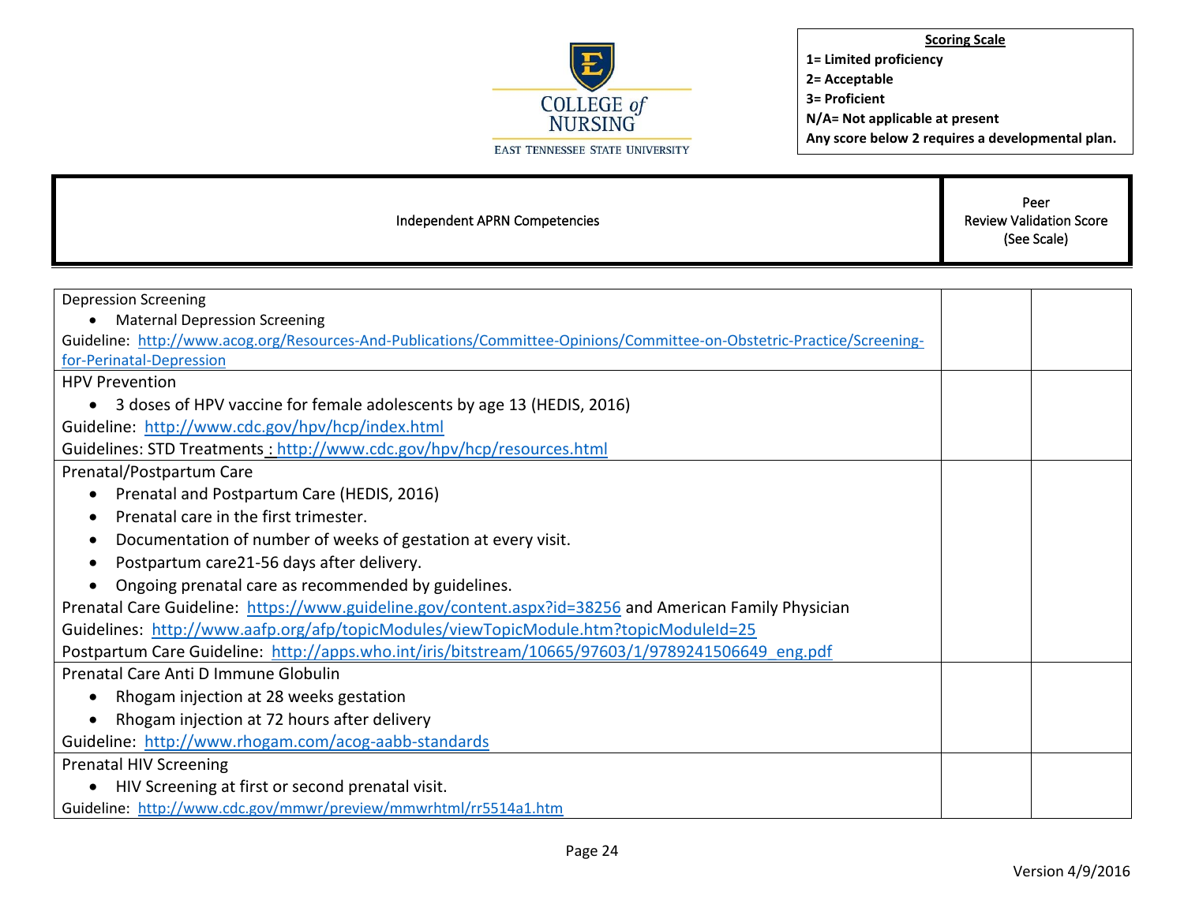**COLLEGE of NURSING**
EAST TENNESSEE STATE UNIVERSITY

**Scoring Scale**
**1= Limited proficiency**
**2= Acceptable**
**3= Proficient**
**N/A= Not applicable at present**
**Any score below 2 requires a developmental plan.**

| Independent APRN Competencies | Peer Review Validation Score (See Scale) | |
|---|---|---|
| Depression Screening<br>• Maternal Depression Screening<br>Guideline: http://www.acog.org/Resources-And-Publications/Committee-Opinions/Committee-on-Obstetric-Practice/Screening-for-Perinatal-Depression | | |
| HPV Prevention<br>• 3 doses of HPV vaccine for female adolescents by age 13 (HEDIS, 2016)<br>Guideline: http://www.cdc.gov/hpv/hcp/index.html<br>Guidelines: STD Treatments : http://www.cdc.gov/hpv/hcp/resources.html | | |
| Prenatal/Postpartum Care<br>• Prenatal and Postpartum Care (HEDIS, 2016)<br>• Prenatal care in the first trimester.<br>• Documentation of number of weeks of gestation at every visit.<br>• Postpartum care21-56 days after delivery.<br>• Ongoing prenatal care as recommended by guidelines.<br>Prenatal Care Guideline: https://www.guideline.gov/content.aspx?id=38256 and American Family Physician Guidelines: http://www.aafp.org/afp/topicModules/viewTopicModule.htm?topicModuleId=25<br>Postpartum Care Guideline: http://apps.who.int/iris/bitstream/10665/97603/1/9789241506649_eng.pdf | | |
| Prenatal Care Anti D Immune Globulin<br>• Rhogam injection at 28 weeks gestation<br>• Rhogam injection at 72 hours after delivery<br>Guideline: http://www.rhogam.com/acog-aabb-standards | | |
| Prenatal HIV Screening<br>• HIV Screening at first or second prenatal visit.<br>Guideline: http://www.cdc.gov/mmwr/preview/mmwrhtml/rr5514a1.htm | | |

Version 4/9/2016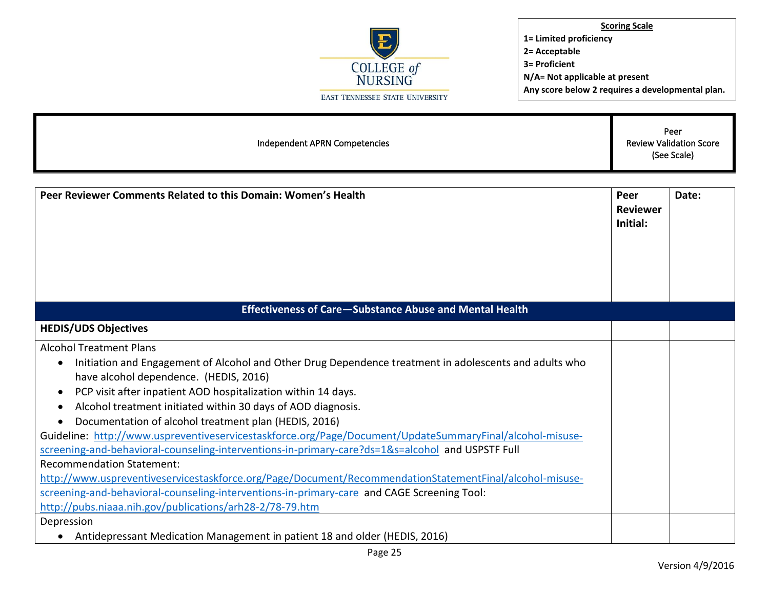COLLEGE of NURSING
EAST TENNESSEE STATE UNIVERSITY

**Scoring Scale**
**1= Limited proficiency**
**2= Acceptable**
**3= Proficient**
**N/A= Not applicable at present**
**Any score below 2 requires a developmental plan.**

| Independent APRN Competencies | Peer Review Validation Score (See Scale) |
|---|---|

| **Peer Reviewer Comments Related to this Domain: Women's Health** | **Peer Reviewer Initial:** | **Date:** |
|---|---|---|
| **Effectiveness of Care—Substance Abuse and Mental Health** | | |
| **HEDIS/UDS Objectives** | | |
| Alcohol Treatment Plans<br>• Initiation and Engagement of Alcohol and Other Drug Dependence treatment in adolescents and adults who have alcohol dependence. (HEDIS, 2016)<br>• PCP visit after inpatient AOD hospitalization within 14 days.<br>• Alcohol treatment initiated within 30 days of AOD diagnosis.<br>• Documentation of alcohol treatment plan (HEDIS, 2016)<br>Guideline: http://www.uspreventiveservicestaskforce.org/Page/Document/UpdateSummaryFinal/alcohol-misuse-screening-and-behavioral-counseling-interventions-in-primary-care?ds=1&s=alcohol and USPSTF Full Recommendation Statement: http://www.uspreventiveservicestaskforce.org/Page/Document/RecommendationStatementFinal/alcohol-misuse-screening-and-behavioral-counseling-interventions-in-primary-care and CAGE Screening Tool: http://pubs.niaaa.nih.gov/publications/arh28-2/78-79.htm | | |
| Depression<br>• Antidepressant Medication Management in patient 18 and older (HEDIS, 2016) | | |

Version 4/9/2016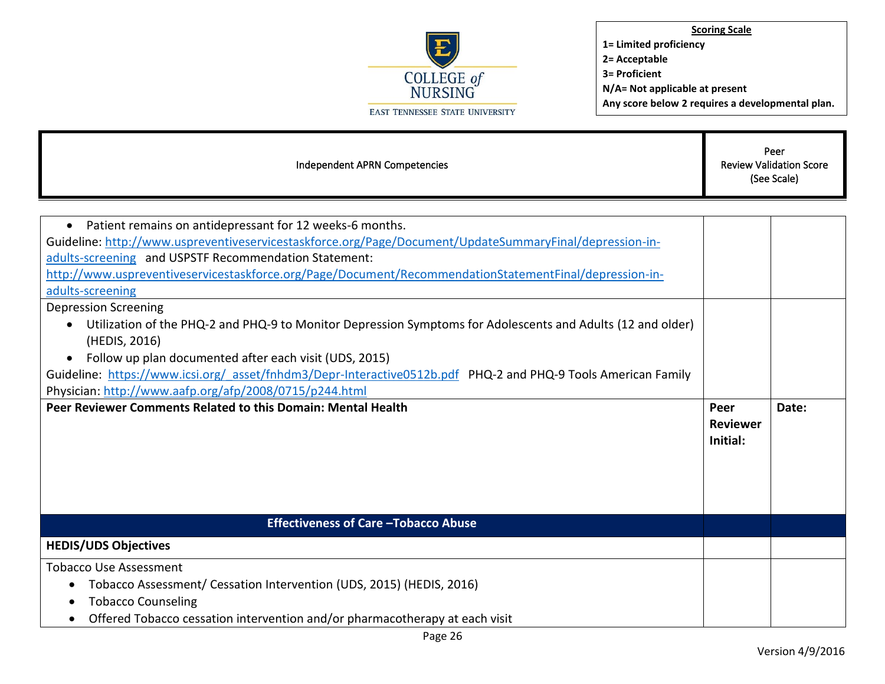COLLEGE of NURSING
EAST TENNESSEE STATE UNIVERSITY

**Scoring Scale**
**1= Limited proficiency**
**2= Acceptable**
**3= Proficient**
**N/A= Not applicable at present**
**Any score below 2 requires a developmental plan.**

| Independent APRN Competencies | Peer Review Validation Score (See Scale) | |
|---|---|---|
| • Patient remains on antidepressant for 12 weeks-6 months.<br>Guideline: http://www.uspreventiveservicestaskforce.org/Page/Document/UpdateSummaryFinal/depression-in-adults-screening and USPSTF Recommendation Statement: http://www.uspreventiveservicestaskforce.org/Page/Document/RecommendationStatementFinal/depression-in-adults-screening | | |
| Depression Screening<br>• Utilization of the PHQ-2 and PHQ-9 to Monitor Depression Symptoms for Adolescents and Adults (12 and older) (HEDIS, 2016)<br>• Follow up plan documented after each visit (UDS, 2015)<br>Guideline: https://www.icsi.org/_asset/fnhdm3/Depr-Interactive0512b.pdf PHQ-2 and PHQ-9 Tools American Family Physician: http://www.aafp.org/afp/2008/0715/p244.html | | |
| **Peer Reviewer Comments Related to this Domain: Mental Health** | **Peer Reviewer Initial:** | **Date:** |
| **Effectiveness of Care –Tobacco Abuse** | | |
| **HEDIS/UDS Objectives** | | |
| Tobacco Use Assessment<br>• Tobacco Assessment/ Cessation Intervention (UDS, 2015) (HEDIS, 2016)<br>• Tobacco Counseling<br>• Offered Tobacco cessation intervention and/or pharmacotherapy at each visit | | |

Version 4/9/2016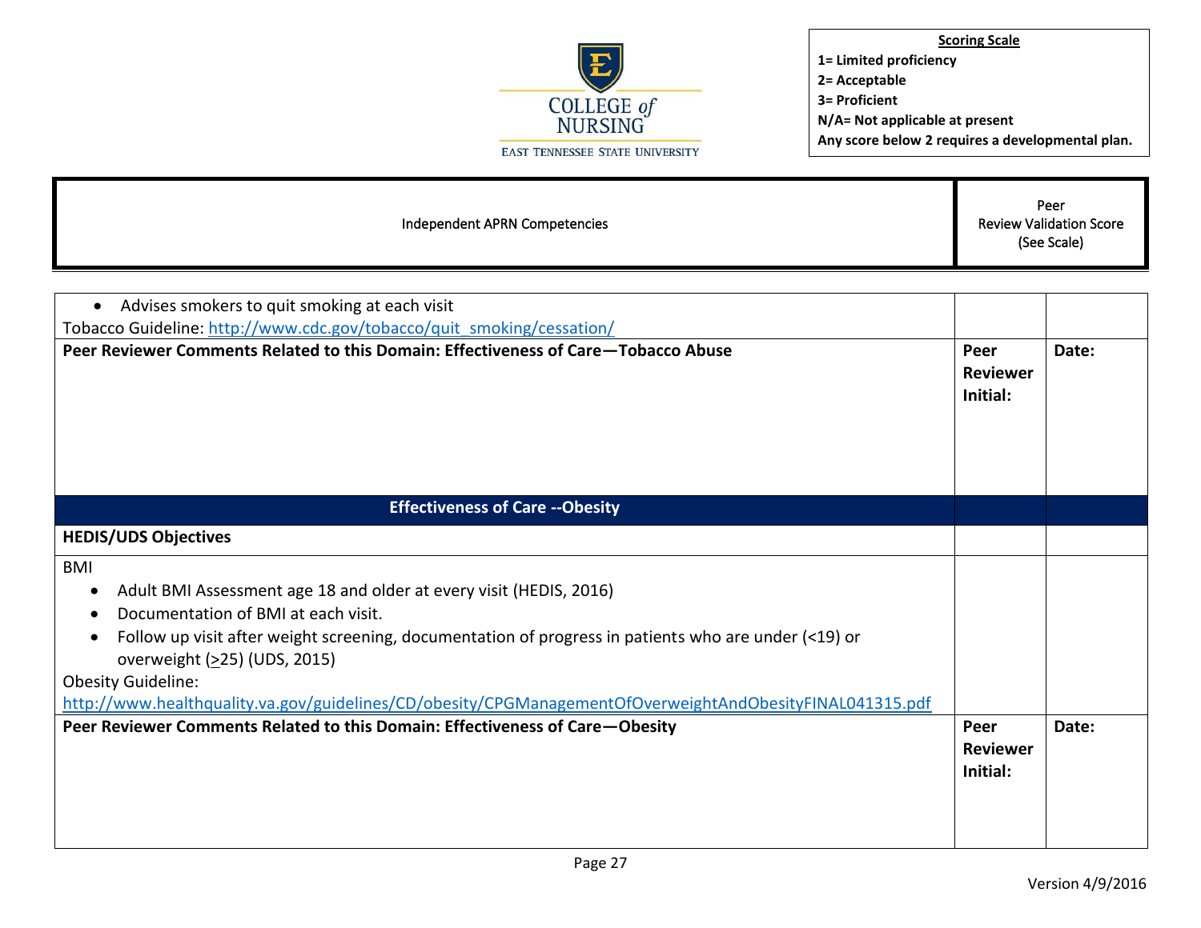**Scoring Scale**
**1= Limited proficiency**
**2= Acceptable**
**3= Proficient**
**N/A= Not applicable at present**
**Any score below 2 requires a developmental plan.**

| Independent APRN Competencies | Peer Review Validation Score (See Scale) | |
|---|---|---|
| • Advises smokers to quit smoking at each visit<br>Tobacco Guideline: http://www.cdc.gov/tobacco/quit_smoking/cessation/ | | |
| **Peer Reviewer Comments Related to this Domain: Effectiveness of Care—Tobacco Abuse** | **Peer Reviewer Initial:** | **Date:** |
| **Effectiveness of Care --Obesity** | | |
| **HEDIS/UDS Objectives** | | |
| BMI<br>• Adult BMI Assessment age 18 and older at every visit (HEDIS, 2016)<br>• Documentation of BMI at each visit.<br>• Follow up visit after weight screening, documentation of progress in patients who are under (<19) or overweight (≥25) (UDS, 2015)<br>Obesity Guideline:<br>http://www.healthquality.va.gov/guidelines/CD/obesity/CPGManagementOfOverweightAndObesityFINAL041315.pdf | | |
| **Peer Reviewer Comments Related to this Domain: Effectiveness of Care—Obesity** | **Peer Reviewer Initial:** | **Date:** |

Version 4/9/2016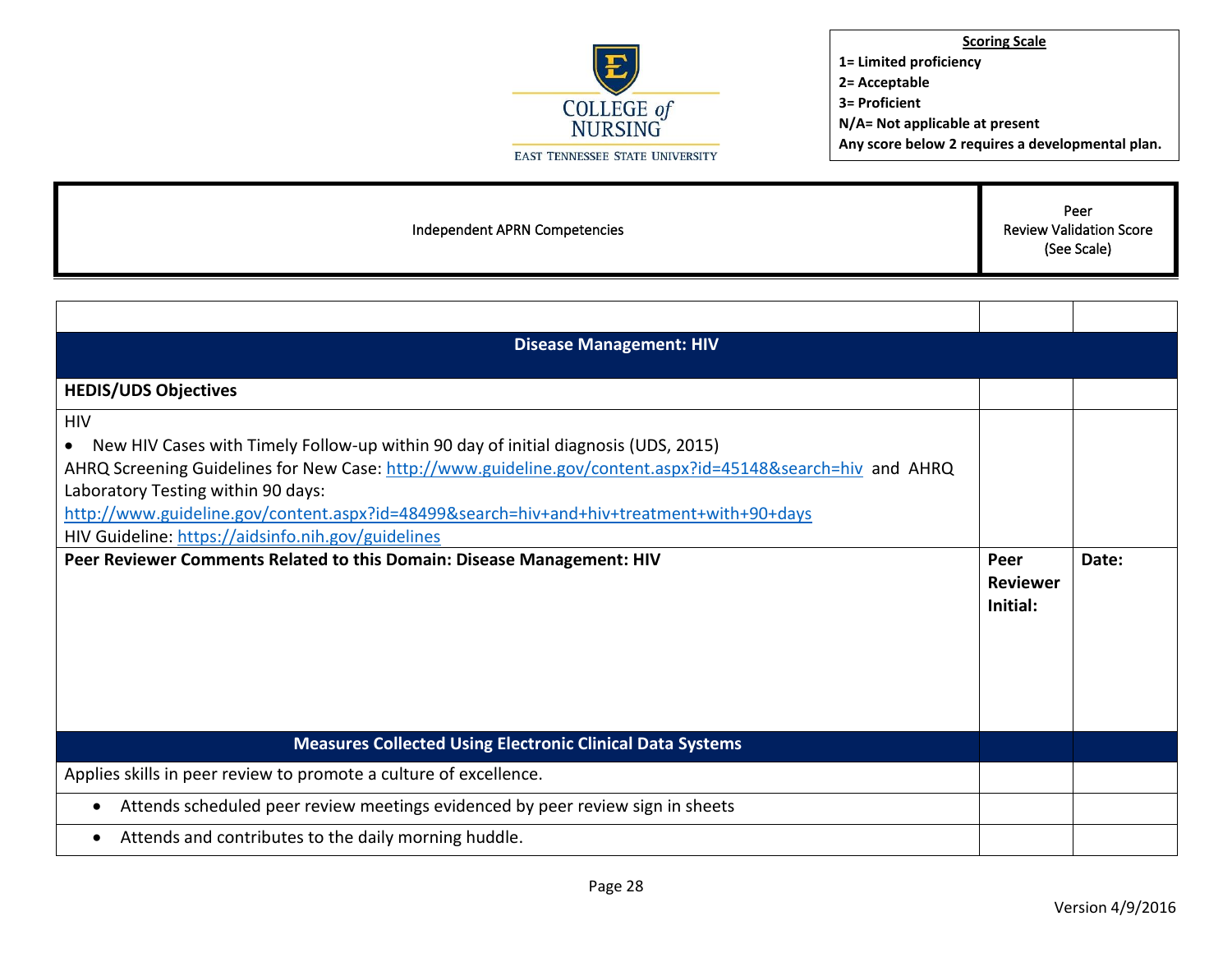COLLEGE of NURSING
EAST TENNESSEE STATE UNIVERSITY

**Scoring Scale**
**1= Limited proficiency**
**2= Acceptable**
**3= Proficient**
**N/A= Not applicable at present**
**Any score below 2 requires a developmental plan.**

| Independent APRN Competencies | Peer Review Validation Score (See Scale) |
|---|---|

| | | |
|---|---|---|
| **Disease Management: HIV** | | |
| **HEDIS/UDS Objectives** | | |
| HIV<br>• New HIV Cases with Timely Follow-up within 90 day of initial diagnosis (UDS, 2015)<br>AHRQ Screening Guidelines for New Case: http://www.guideline.gov/content.aspx?id=45148&search=hiv and AHRQ Laboratory Testing within 90 days: http://www.guideline.gov/content.aspx?id=48499&search=hiv+and+hiv+treatment+with+90+days<br>HIV Guideline: https://aidsinfo.nih.gov/guidelines | | |
| **Peer Reviewer Comments Related to this Domain: Disease Management: HIV** | **Peer Reviewer Initial:** | **Date:** |
| **Measures Collected Using Electronic Clinical Data Systems** | | |
| Applies skills in peer review to promote a culture of excellence. | | |
| • Attends scheduled peer review meetings evidenced by peer review sign in sheets | | |
| • Attends and contributes to the daily morning huddle. | | |

Version 4/9/2016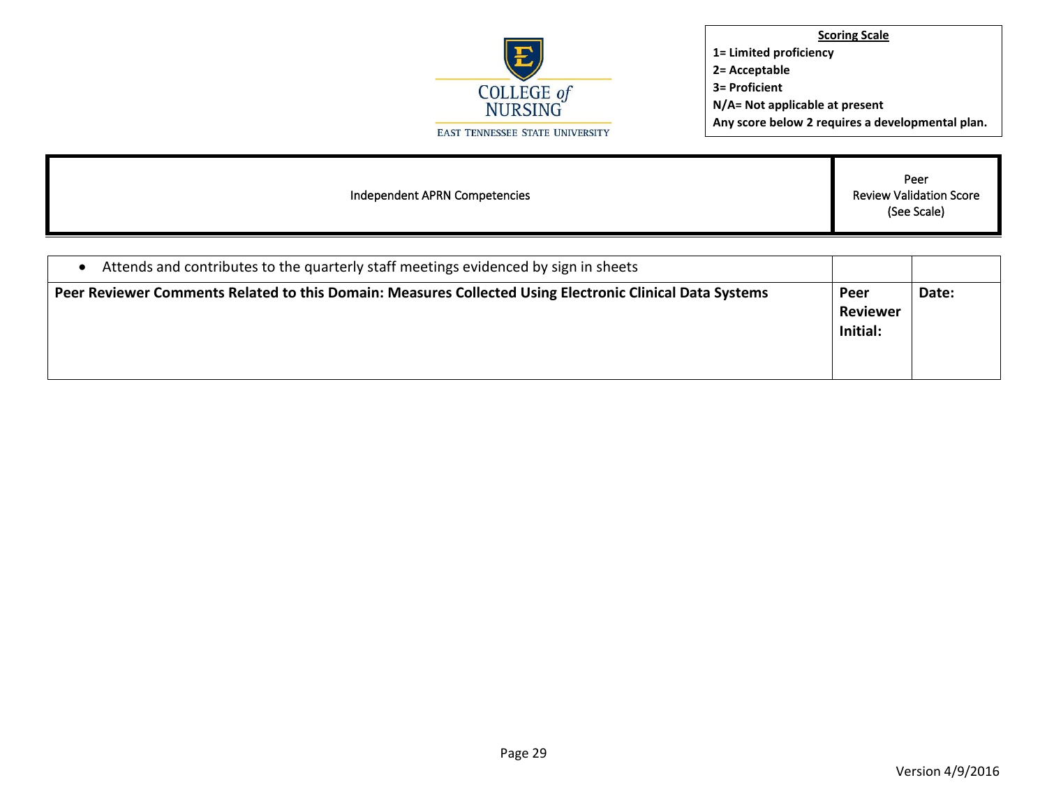**Scoring Scale**
**1= Limited proficiency**
**2= Acceptable**
**3= Proficient**
**N/A= Not applicable at present**
**Any score below 2 requires a developmental plan.**

| Independent APRN Competencies | Peer Review Validation Score (See Scale) | |
|---|---|---|
| • Attends and contributes to the quarterly staff meetings evidenced by sign in sheets | | |
| **Peer Reviewer Comments Related to this Domain: Measures Collected Using Electronic Clinical Data Systems** | **Peer Reviewer Initial:** | **Date:** |

Version 4/9/2016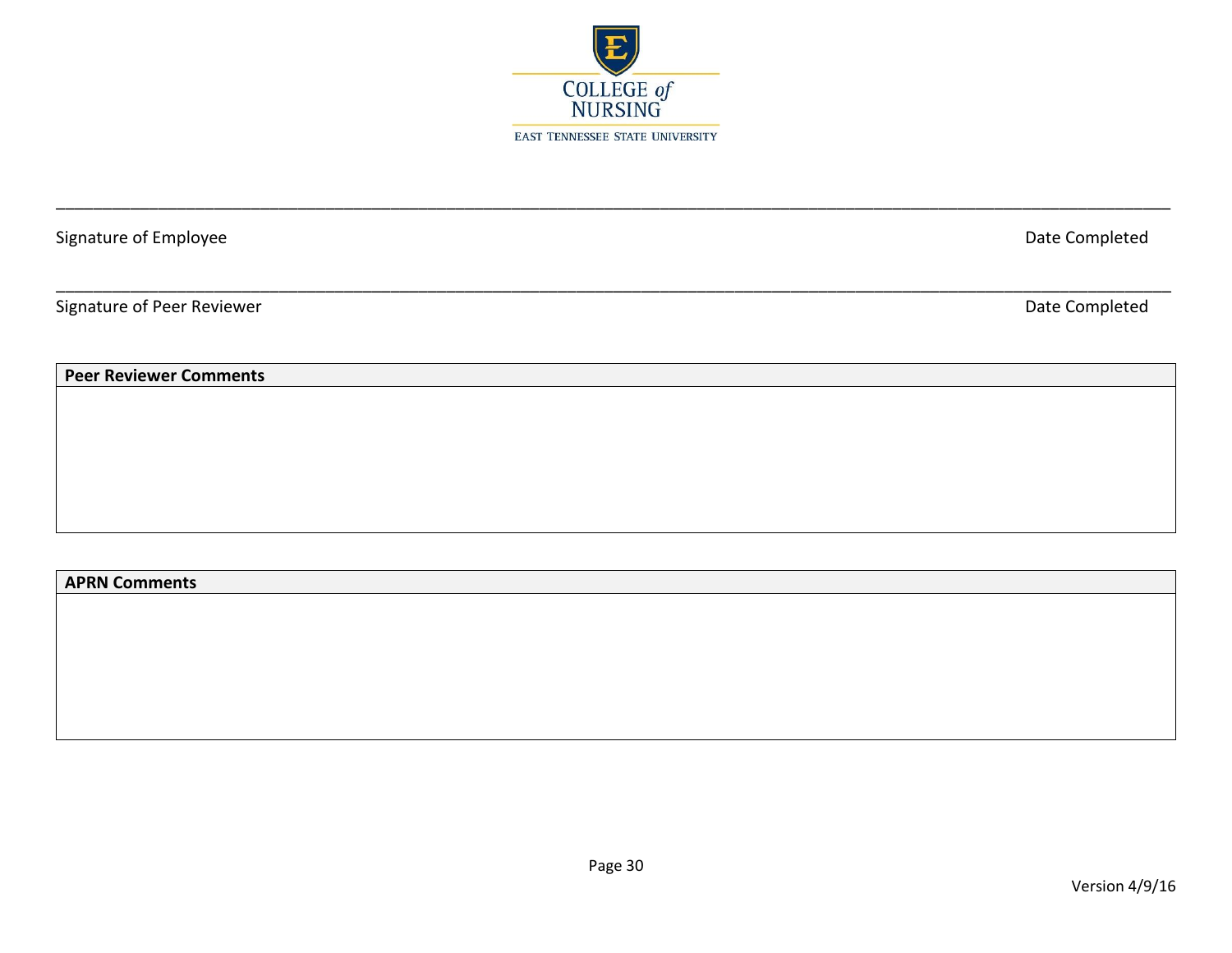COLLEGE of NURSING

EAST TENNESSEE STATE UNIVERSITY

\_\_\_\_\_\_\_\_\_\_\_\_\_\_\_\_\_\_\_\_\_\_\_\_\_\_\_\_\_\_\_\_\_\_\_\_\_\_\_\_\_\_\_\_\_\_\_\_\_\_\_\_\_\_\_\_\_\_\_\_\_\_\_\_\_\_\_\_\_\_\_\_\_\_\_\_

Signature of Employee                                                                                                    Date Completed

\_\_\_\_\_\_\_\_\_\_\_\_\_\_\_\_\_\_\_\_\_\_\_\_\_\_\_\_\_\_\_\_\_\_\_\_\_\_\_\_\_\_\_\_\_\_\_\_\_\_\_\_\_\_\_\_\_\_\_\_\_\_\_\_\_\_\_\_\_\_\_\_\_\_\_\_

Signature of Peer Reviewer                                                                                                Date Completed

| **Peer Reviewer Comments** |
| --- |
| |

| **APRN Comments** |
| --- |
| |

Version 4/9/16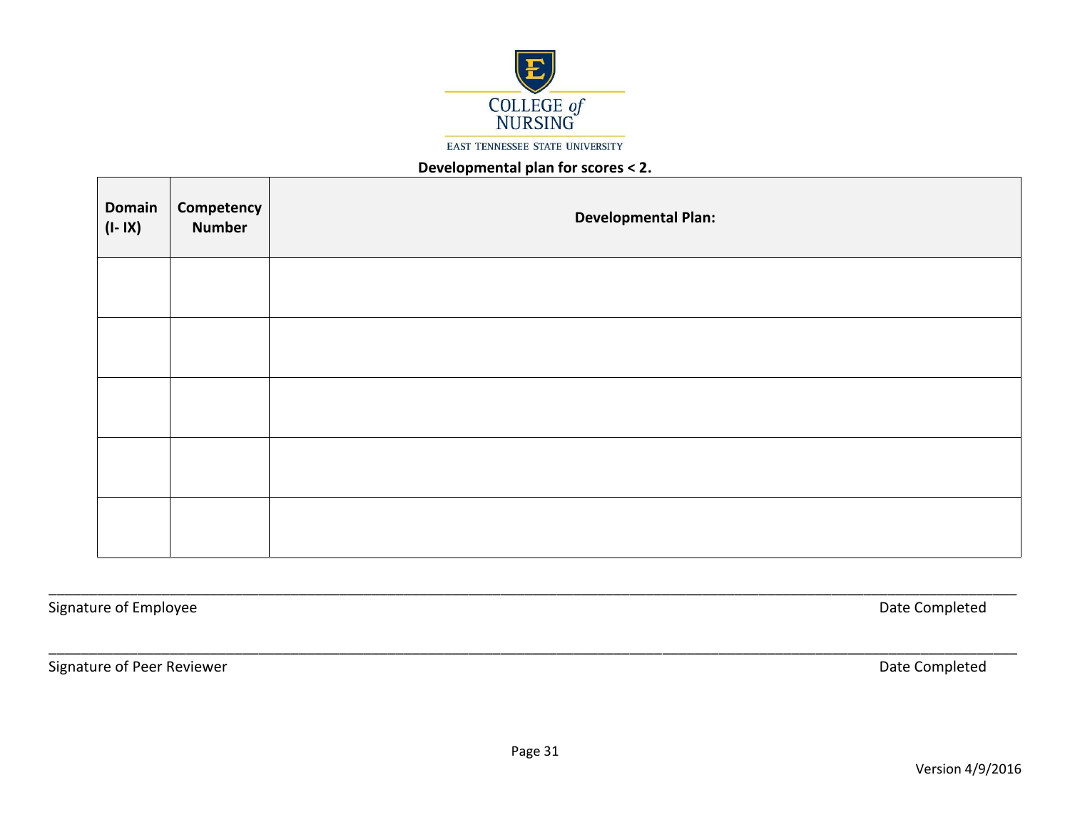COLLEGE of NURSING

EAST TENNESSEE STATE UNIVERSITY

**Developmental plan for scores < 2.**

| **Domain (I- IX)** | **Competency Number** | **Developmental Plan:** |
|---|---|---|
| | | |
| | | |
| | | |
| | | |
| | | |

_______________________________________________________________________________________

Signature of Employee Date Completed

_______________________________________________________________________________________

Signature of Peer Reviewer Date Completed

Version 4/9/2016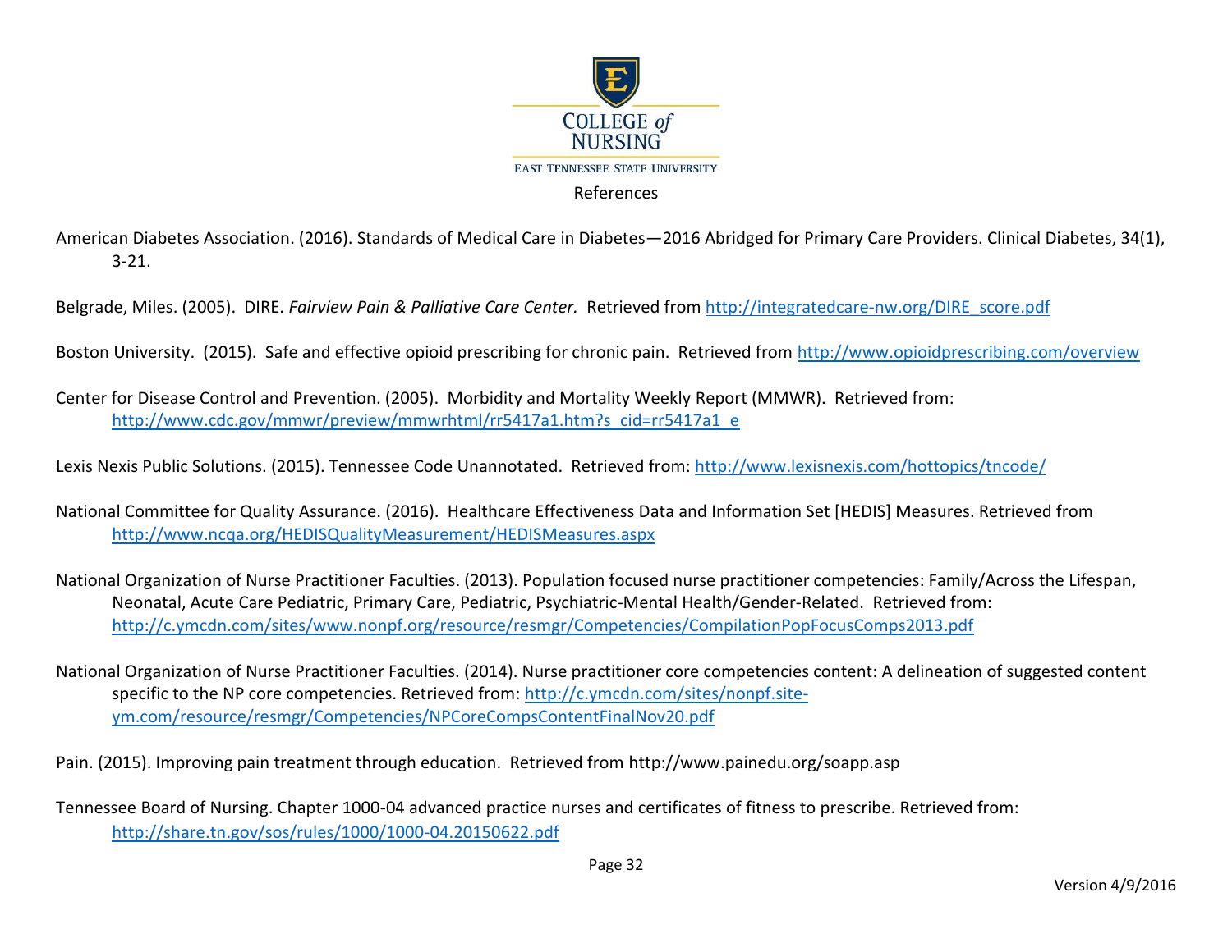# References

American Diabetes Association. (2016). Standards of Medical Care in Diabetes—2016 Abridged for Primary Care Providers. Clinical Diabetes, 34(1), 3-21.

Belgrade, Miles. (2005). DIRE. *Fairview Pain & Palliative Care Center.* Retrieved from http://integratedcare-nw.org/DIRE_score.pdf

Boston University. (2015). Safe and effective opioid prescribing for chronic pain. Retrieved from http://www.opioidprescribing.com/overview

Center for Disease Control and Prevention. (2005). Morbidity and Mortality Weekly Report (MMWR). Retrieved from: http://www.cdc.gov/mmwr/preview/mmwrhtml/rr5417a1.htm?s_cid=rr5417a1_e

Lexis Nexis Public Solutions. (2015). Tennessee Code Unannotated. Retrieved from: http://www.lexisnexis.com/hottopics/tncode/

National Committee for Quality Assurance. (2016). Healthcare Effectiveness Data and Information Set [HEDIS] Measures. Retrieved from http://www.ncqa.org/HEDISQualityMeasurement/HEDISMeasures.aspx

National Organization of Nurse Practitioner Faculties. (2013). Population focused nurse practitioner competencies: Family/Across the Lifespan, Neonatal, Acute Care Pediatric, Primary Care, Pediatric, Psychiatric-Mental Health/Gender-Related. Retrieved from: http://c.ymcdn.com/sites/www.nonpf.org/resource/resmgr/Competencies/CompilationPopFocusComps2013.pdf

National Organization of Nurse Practitioner Faculties. (2014). Nurse practitioner core competencies content: A delineation of suggested content specific to the NP core competencies. Retrieved from: http://c.ymcdn.com/sites/nonpf.site-ym.com/resource/resmgr/Competencies/NPCoreCompsContentFinalNov20.pdf

Pain. (2015). Improving pain treatment through education. Retrieved from http://www.painedu.org/soapp.asp

Tennessee Board of Nursing. Chapter 1000-04 advanced practice nurses and certificates of fitness to prescribe. Retrieved from: http://share.tn.gov/sos/rules/1000/1000-04.20150622.pdf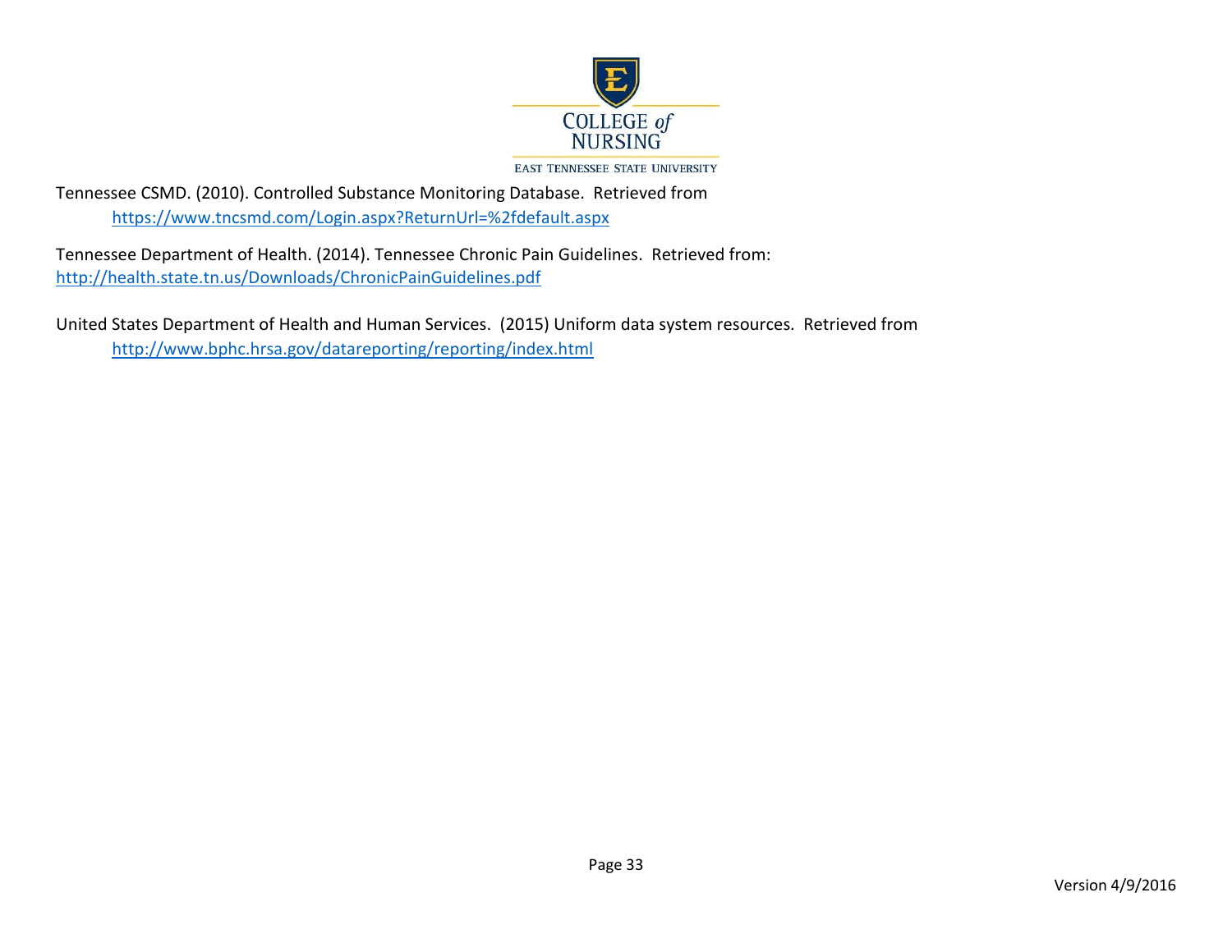Tennessee CSMD. (2010). Controlled Substance Monitoring Database. Retrieved from https://www.tncsmd.com/Login.aspx?ReturnUrl=%2fdefault.aspx

Tennessee Department of Health. (2014). Tennessee Chronic Pain Guidelines. Retrieved from: http://health.state.tn.us/Downloads/ChronicPainGuidelines.pdf

United States Department of Health and Human Services. (2015) Uniform data system resources. Retrieved from http://www.bphc.hrsa.gov/datareporting/reporting/index.html